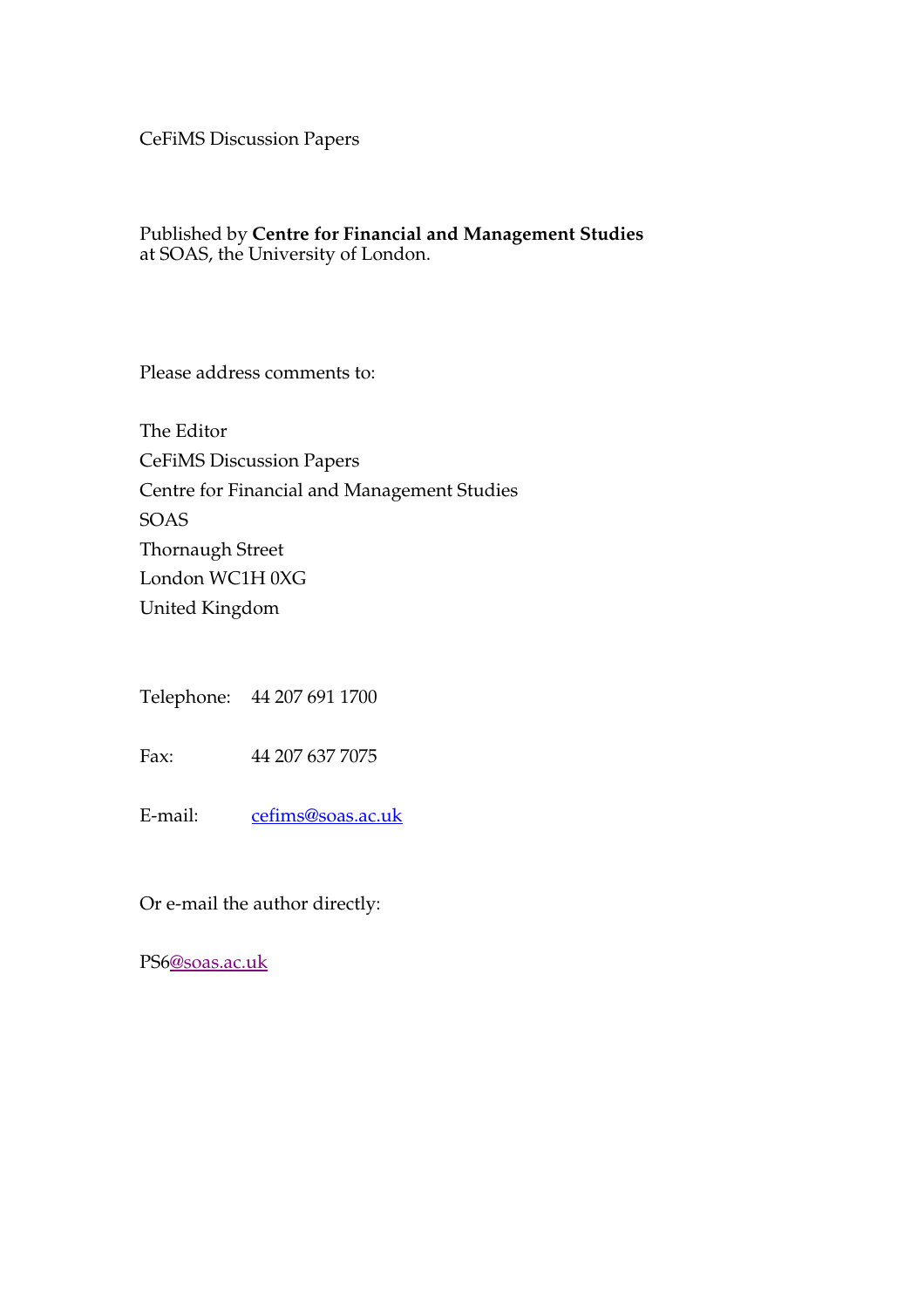CeFiMS Discussion Papers

Published by **Centre for Financial and Management Studies**
at SOAS, the University of London.

Please address comments to:

The Editor
CeFiMS Discussion Papers
Centre for Financial and Management Studies
SOAS
Thornaugh Street
London WC1H 0XG
United Kingdom

Telephone: 44 207 691 1700

Fax: 44 207 637 7075

E-mail: cefims@soas.ac.uk

Or e-mail the author directly:

PS6@soas.ac.uk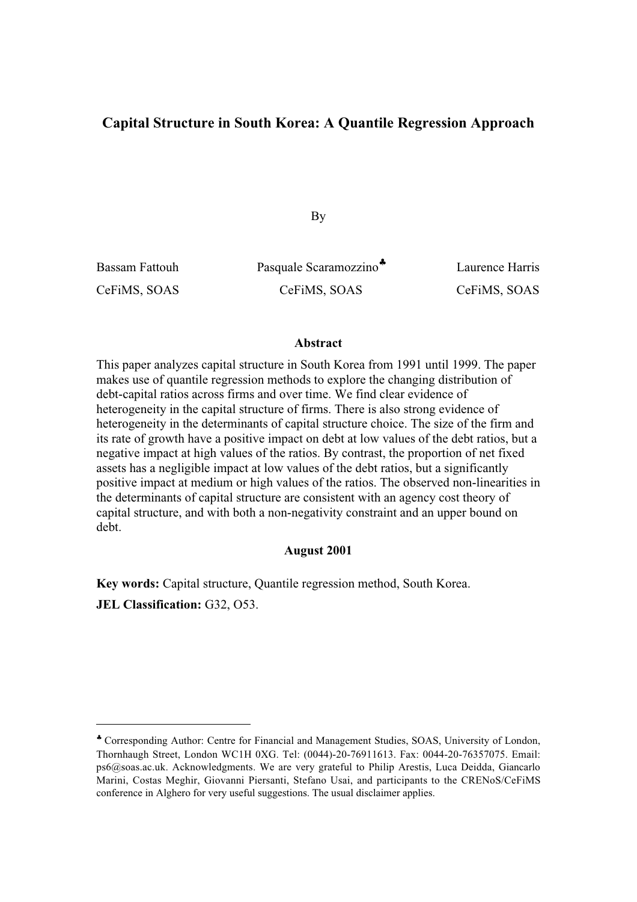# Capital Structure in South Korea: A Quantile Regression Approach

By

Bassam Fattouh — CeFiMS, SOAS

Pasquale Scaramozzino♣ — CeFiMS, SOAS

Laurence Harris — CeFiMS, SOAS

## Abstract

This paper analyzes capital structure in South Korea from 1991 until 1999. The paper makes use of quantile regression methods to explore the changing distribution of debt-capital ratios across firms and over time. We find clear evidence of heterogeneity in the capital structure of firms. There is also strong evidence of heterogeneity in the determinants of capital structure choice. The size of the firm and its rate of growth have a positive impact on debt at low values of the debt ratios, but a negative impact at high values of the ratios. By contrast, the proportion of net fixed assets has a negligible impact at low values of the debt ratios, but a significantly positive impact at medium or high values of the ratios. The observed non-linearities in the determinants of capital structure are consistent with an agency cost theory of capital structure, and with both a non-negativity constraint and an upper bound on debt.

**August 2001**

**Key words:** Capital structure, Quantile regression method, South Korea.

**JEL Classification:** G32, O53.

---

♣ Corresponding Author: Centre for Financial and Management Studies, SOAS, University of London, Thornhaugh Street, London WC1H 0XG. Tel: (0044)-20-76911613. Fax: 0044-20-76357075. Email: ps6@soas.ac.uk. Acknowledgments. We are very grateful to Philip Arestis, Luca Deidda, Giancarlo Marini, Costas Meghir, Giovanni Piersanti, Stefano Usai, and participants to the CRENoS/CeFiMS conference in Alghero for very useful suggestions. The usual disclaimer applies.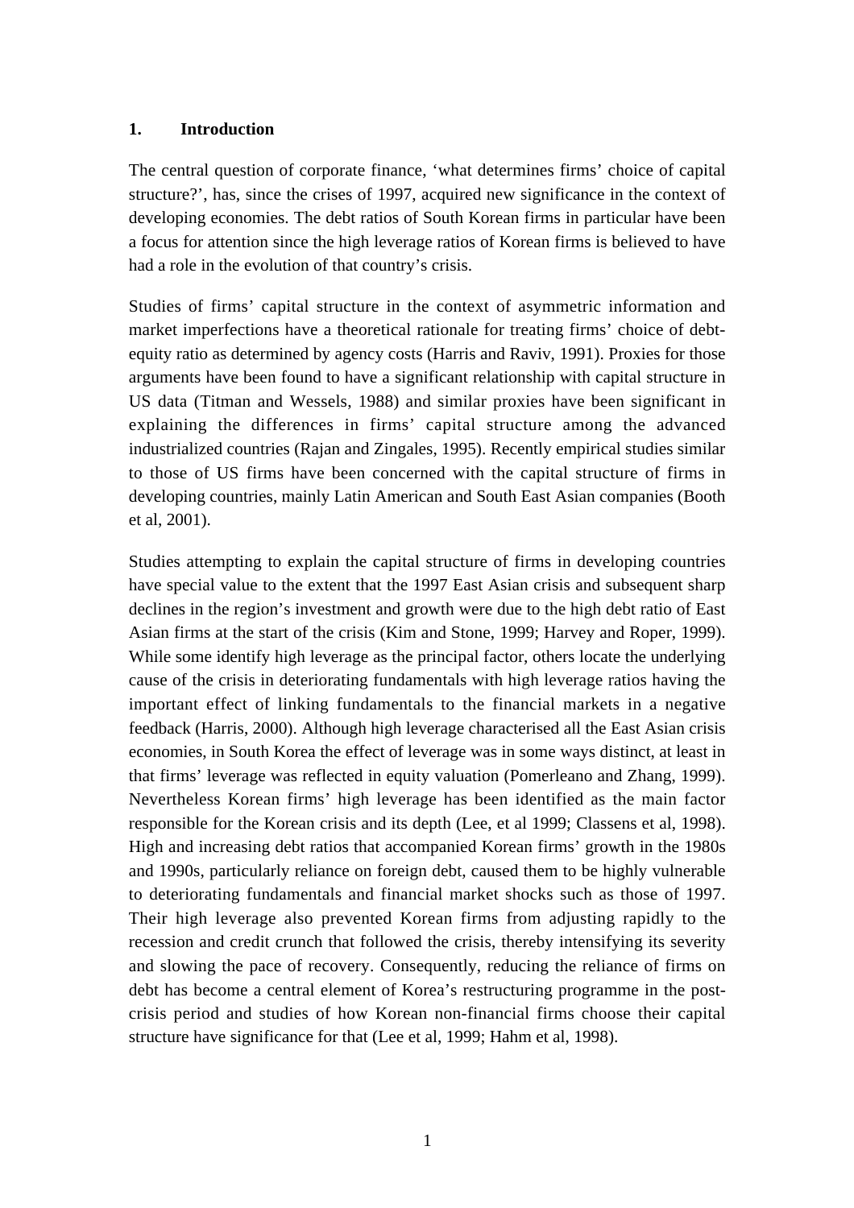# 1. Introduction

The central question of corporate finance, 'what determines firms' choice of capital structure?', has, since the crises of 1997, acquired new significance in the context of developing economies. The debt ratios of South Korean firms in particular have been a focus for attention since the high leverage ratios of Korean firms is believed to have had a role in the evolution of that country's crisis.

Studies of firms' capital structure in the context of asymmetric information and market imperfections have a theoretical rationale for treating firms' choice of debt-equity ratio as determined by agency costs (Harris and Raviv, 1991). Proxies for those arguments have been found to have a significant relationship with capital structure in US data (Titman and Wessels, 1988) and similar proxies have been significant in explaining the differences in firms' capital structure among the advanced industrialized countries (Rajan and Zingales, 1995). Recently empirical studies similar to those of US firms have been concerned with the capital structure of firms in developing countries, mainly Latin American and South East Asian companies (Booth et al, 2001).

Studies attempting to explain the capital structure of firms in developing countries have special value to the extent that the 1997 East Asian crisis and subsequent sharp declines in the region's investment and growth were due to the high debt ratio of East Asian firms at the start of the crisis (Kim and Stone, 1999; Harvey and Roper, 1999). While some identify high leverage as the principal factor, others locate the underlying cause of the crisis in deteriorating fundamentals with high leverage ratios having the important effect of linking fundamentals to the financial markets in a negative feedback (Harris, 2000). Although high leverage characterised all the East Asian crisis economies, in South Korea the effect of leverage was in some ways distinct, at least in that firms' leverage was reflected in equity valuation (Pomerleano and Zhang, 1999). Nevertheless Korean firms' high leverage has been identified as the main factor responsible for the Korean crisis and its depth (Lee, et al 1999; Classens et al, 1998). High and increasing debt ratios that accompanied Korean firms' growth in the 1980s and 1990s, particularly reliance on foreign debt, caused them to be highly vulnerable to deteriorating fundamentals and financial market shocks such as those of 1997. Their high leverage also prevented Korean firms from adjusting rapidly to the recession and credit crunch that followed the crisis, thereby intensifying its severity and slowing the pace of recovery. Consequently, reducing the reliance of firms on debt has become a central element of Korea's restructuring programme in the post-crisis period and studies of how Korean non-financial firms choose their capital structure have significance for that (Lee et al, 1999; Hahm et al, 1998).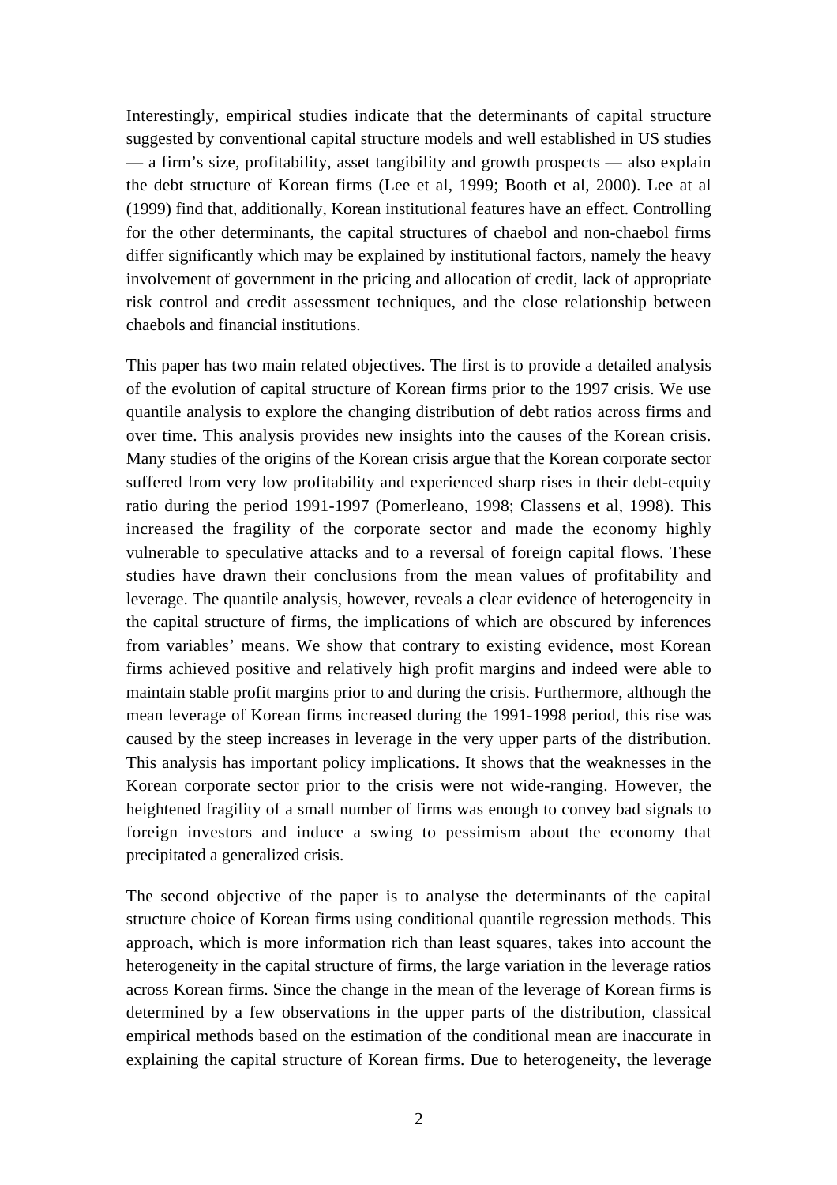Interestingly, empirical studies indicate that the determinants of capital structure suggested by conventional capital structure models and well established in US studies — a firm's size, profitability, asset tangibility and growth prospects — also explain the debt structure of Korean firms (Lee et al, 1999; Booth et al, 2000). Lee at al (1999) find that, additionally, Korean institutional features have an effect. Controlling for the other determinants, the capital structures of chaebol and non-chaebol firms differ significantly which may be explained by institutional factors, namely the heavy involvement of government in the pricing and allocation of credit, lack of appropriate risk control and credit assessment techniques, and the close relationship between chaebols and financial institutions.

This paper has two main related objectives. The first is to provide a detailed analysis of the evolution of capital structure of Korean firms prior to the 1997 crisis. We use quantile analysis to explore the changing distribution of debt ratios across firms and over time. This analysis provides new insights into the causes of the Korean crisis. Many studies of the origins of the Korean crisis argue that the Korean corporate sector suffered from very low profitability and experienced sharp rises in their debt-equity ratio during the period 1991-1997 (Pomerleano, 1998; Classens et al, 1998). This increased the fragility of the corporate sector and made the economy highly vulnerable to speculative attacks and to a reversal of foreign capital flows. These studies have drawn their conclusions from the mean values of profitability and leverage. The quantile analysis, however, reveals a clear evidence of heterogeneity in the capital structure of firms, the implications of which are obscured by inferences from variables' means. We show that contrary to existing evidence, most Korean firms achieved positive and relatively high profit margins and indeed were able to maintain stable profit margins prior to and during the crisis. Furthermore, although the mean leverage of Korean firms increased during the 1991-1998 period, this rise was caused by the steep increases in leverage in the very upper parts of the distribution. This analysis has important policy implications. It shows that the weaknesses in the Korean corporate sector prior to the crisis were not wide-ranging. However, the heightened fragility of a small number of firms was enough to convey bad signals to foreign investors and induce a swing to pessimism about the economy that precipitated a generalized crisis.

The second objective of the paper is to analyse the determinants of the capital structure choice of Korean firms using conditional quantile regression methods. This approach, which is more information rich than least squares, takes into account the heterogeneity in the capital structure of firms, the large variation in the leverage ratios across Korean firms. Since the change in the mean of the leverage of Korean firms is determined by a few observations in the upper parts of the distribution, classical empirical methods based on the estimation of the conditional mean are inaccurate in explaining the capital structure of Korean firms. Due to heterogeneity, the leverage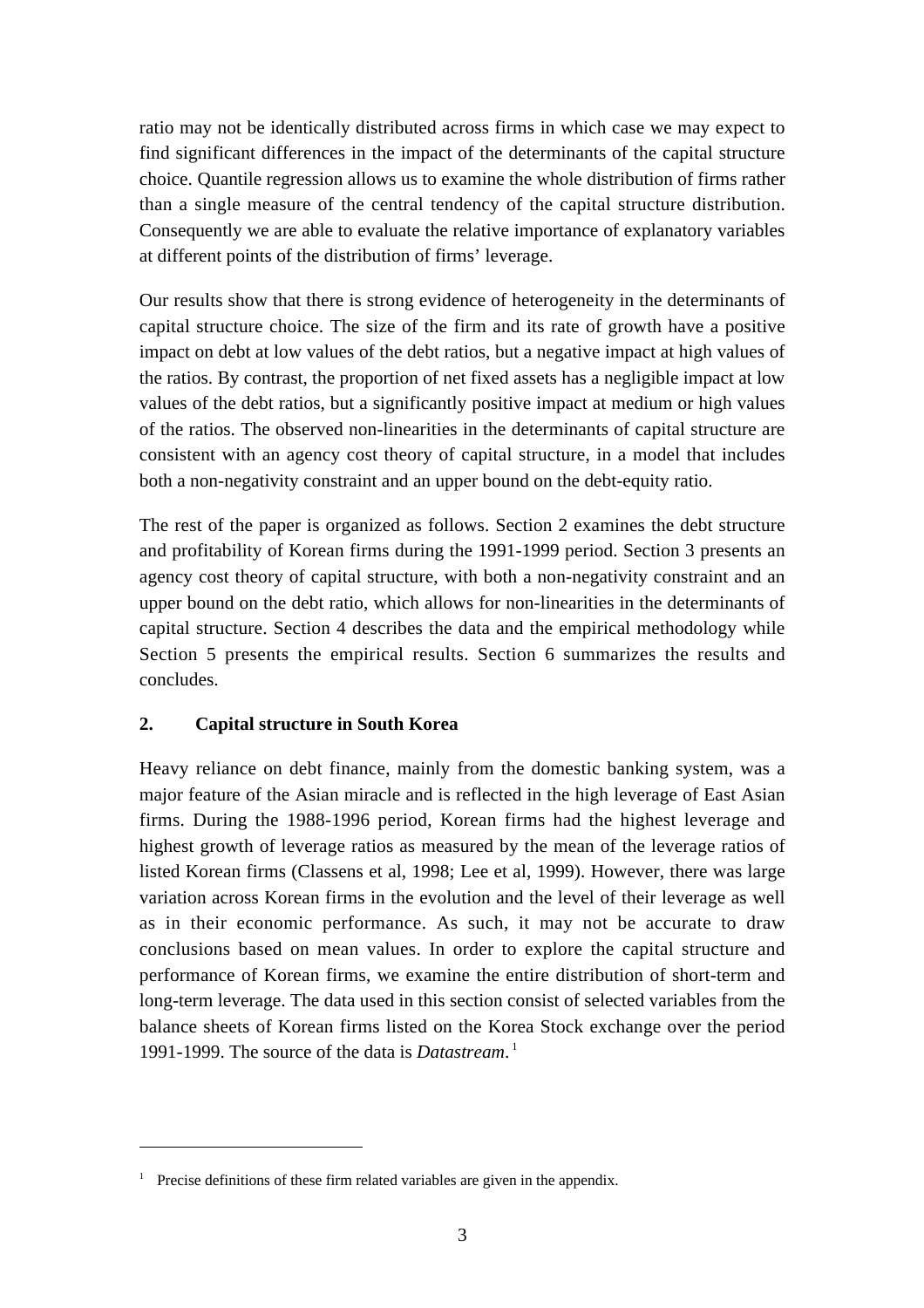ratio may not be identically distributed across firms in which case we may expect to find significant differences in the impact of the determinants of the capital structure choice. Quantile regression allows us to examine the whole distribution of firms rather than a single measure of the central tendency of the capital structure distribution. Consequently we are able to evaluate the relative importance of explanatory variables at different points of the distribution of firms' leverage.

Our results show that there is strong evidence of heterogeneity in the determinants of capital structure choice. The size of the firm and its rate of growth have a positive impact on debt at low values of the debt ratios, but a negative impact at high values of the ratios. By contrast, the proportion of net fixed assets has a negligible impact at low values of the debt ratios, but a significantly positive impact at medium or high values of the ratios. The observed non-linearities in the determinants of capital structure are consistent with an agency cost theory of capital structure, in a model that includes both a non-negativity constraint and an upper bound on the debt-equity ratio.

The rest of the paper is organized as follows. Section 2 examines the debt structure and profitability of Korean firms during the 1991-1999 period. Section 3 presents an agency cost theory of capital structure, with both a non-negativity constraint and an upper bound on the debt ratio, which allows for non-linearities in the determinants of capital structure. Section 4 describes the data and the empirical methodology while Section 5 presents the empirical results. Section 6 summarizes the results and concludes.

## 2. Capital structure in South Korea

Heavy reliance on debt finance, mainly from the domestic banking system, was a major feature of the Asian miracle and is reflected in the high leverage of East Asian firms. During the 1988-1996 period, Korean firms had the highest leverage and highest growth of leverage ratios as measured by the mean of the leverage ratios of listed Korean firms (Classens et al, 1998; Lee et al, 1999). However, there was large variation across Korean firms in the evolution and the level of their leverage as well as in their economic performance. As such, it may not be accurate to draw conclusions based on mean values. In order to explore the capital structure and performance of Korean firms, we examine the entire distribution of short-term and long-term leverage. The data used in this section consist of selected variables from the balance sheets of Korean firms listed on the Korea Stock exchange over the period 1991-1999. The source of the data is *Datastream*.[1]

---

[1] Precise definitions of these firm related variables are given in the appendix.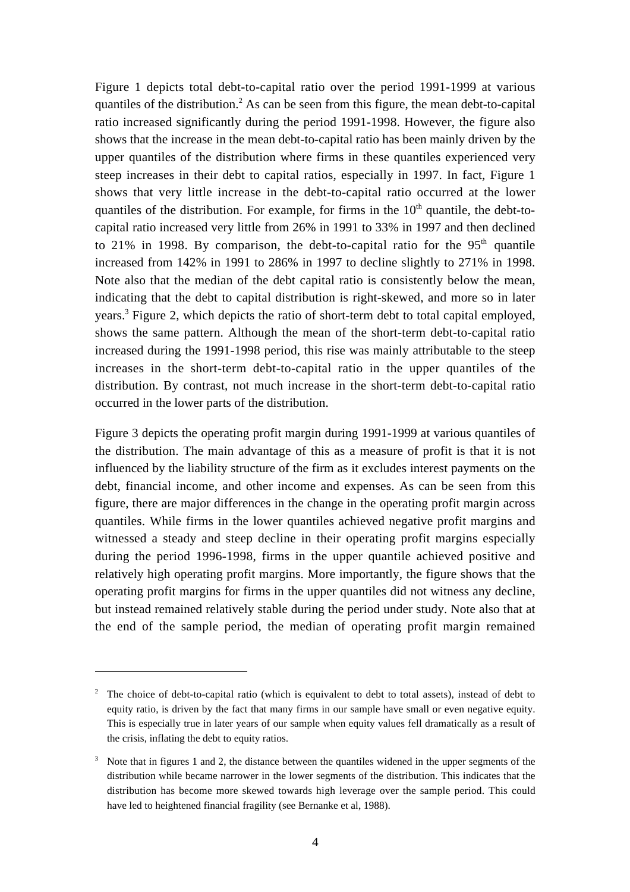Figure 1 depicts total debt-to-capital ratio over the period 1991-1999 at various quantiles of the distribution.[2] As can be seen from this figure, the mean debt-to-capital ratio increased significantly during the period 1991-1998. However, the figure also shows that the increase in the mean debt-to-capital ratio has been mainly driven by the upper quantiles of the distribution where firms in these quantiles experienced very steep increases in their debt to capital ratios, especially in 1997. In fact, Figure 1 shows that very little increase in the debt-to-capital ratio occurred at the lower quantiles of the distribution. For example, for firms in the $10^{th}$ quantile, the debt-to-capital ratio increased very little from 26% in 1991 to 33% in 1997 and then declined to 21% in 1998. By comparison, the debt-to-capital ratio for the $95^{th}$ quantile increased from 142% in 1991 to 286% in 1997 to decline slightly to 271% in 1998. Note also that the median of the debt capital ratio is consistently below the mean, indicating that the debt to capital distribution is right-skewed, and more so in later years.[3] Figure 2, which depicts the ratio of short-term debt to total capital employed, shows the same pattern. Although the mean of the short-term debt-to-capital ratio increased during the 1991-1998 period, this rise was mainly attributable to the steep increases in the short-term debt-to-capital ratio in the upper quantiles of the distribution. By contrast, not much increase in the short-term debt-to-capital ratio occurred in the lower parts of the distribution.

Figure 3 depicts the operating profit margin during 1991-1999 at various quantiles of the distribution. The main advantage of this as a measure of profit is that it is not influenced by the liability structure of the firm as it excludes interest payments on the debt, financial income, and other income and expenses. As can be seen from this figure, there are major differences in the change in the operating profit margin across quantiles. While firms in the lower quantiles achieved negative profit margins and witnessed a steady and steep decline in their operating profit margins especially during the period 1996-1998, firms in the upper quantile achieved positive and relatively high operating profit margins. More importantly, the figure shows that the operating profit margins for firms in the upper quantiles did not witness any decline, but instead remained relatively stable during the period under study. Note also that at the end of the sample period, the median of operating profit margin remained

[2] The choice of debt-to-capital ratio (which is equivalent to debt to total assets), instead of debt to equity ratio, is driven by the fact that many firms in our sample have small or even negative equity. This is especially true in later years of our sample when equity values fell dramatically as a result of the crisis, inflating the debt to equity ratios.

[3] Note that in figures 1 and 2, the distance between the quantiles widened in the upper segments of the distribution while became narrower in the lower segments of the distribution. This indicates that the distribution has become more skewed towards high leverage over the sample period. This could have led to heightened financial fragility (see Bernanke et al, 1988).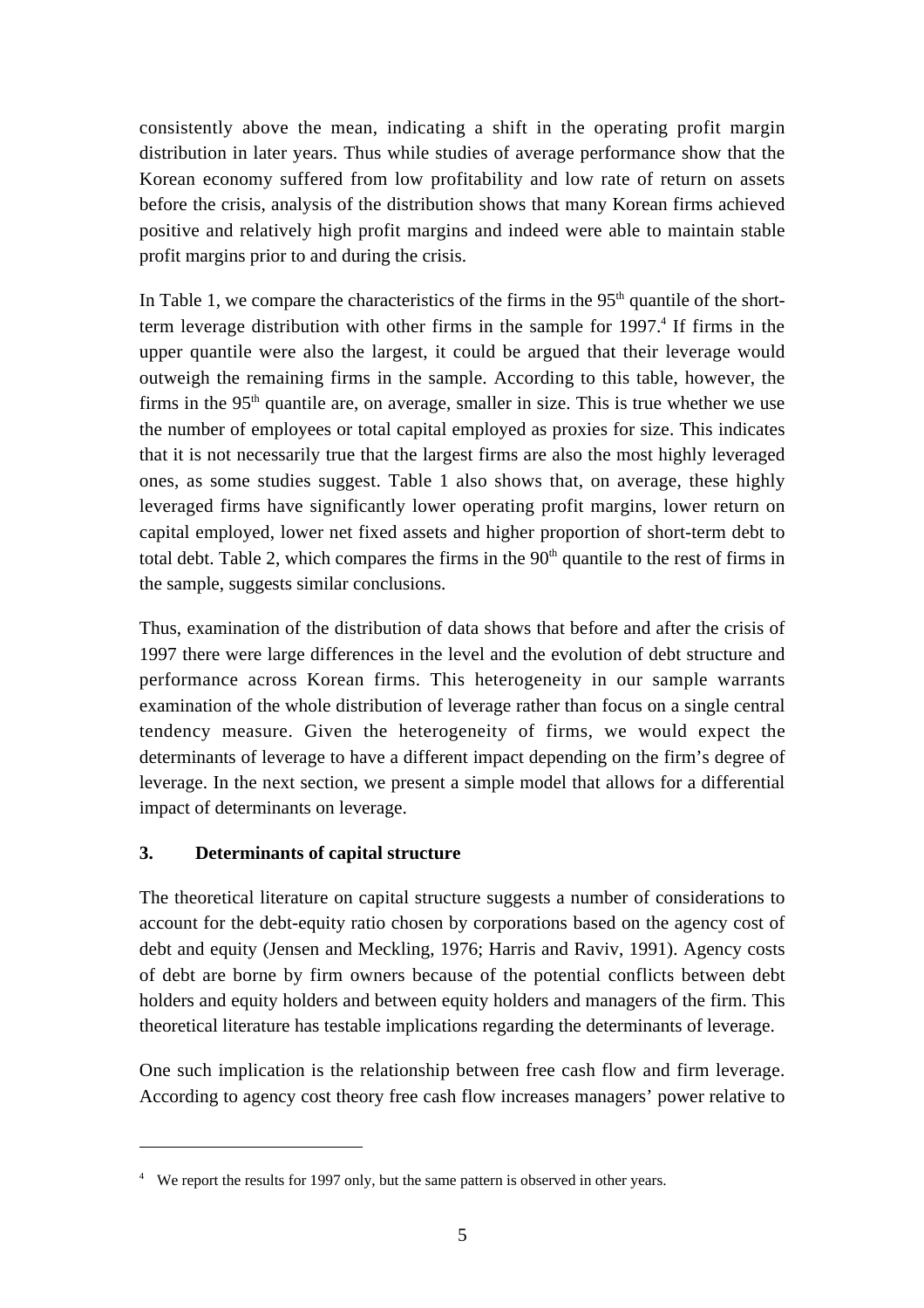consistently above the mean, indicating a shift in the operating profit margin distribution in later years. Thus while studies of average performance show that the Korean economy suffered from low profitability and low rate of return on assets before the crisis, analysis of the distribution shows that many Korean firms achieved positive and relatively high profit margins and indeed were able to maintain stable profit margins prior to and during the crisis.

In Table 1, we compare the characteristics of the firms in the 95th quantile of the short-term leverage distribution with other firms in the sample for 1997.[4] If firms in the upper quantile were also the largest, it could be argued that their leverage would outweigh the remaining firms in the sample. According to this table, however, the firms in the 95th quantile are, on average, smaller in size. This is true whether we use the number of employees or total capital employed as proxies for size. This indicates that it is not necessarily true that the largest firms are also the most highly leveraged ones, as some studies suggest. Table 1 also shows that, on average, these highly leveraged firms have significantly lower operating profit margins, lower return on capital employed, lower net fixed assets and higher proportion of short-term debt to total debt. Table 2, which compares the firms in the 90th quantile to the rest of firms in the sample, suggests similar conclusions.

Thus, examination of the distribution of data shows that before and after the crisis of 1997 there were large differences in the level and the evolution of debt structure and performance across Korean firms. This heterogeneity in our sample warrants examination of the whole distribution of leverage rather than focus on a single central tendency measure. Given the heterogeneity of firms, we would expect the determinants of leverage to have a different impact depending on the firm's degree of leverage. In the next section, we present a simple model that allows for a differential impact of determinants on leverage.

## 3. Determinants of capital structure

The theoretical literature on capital structure suggests a number of considerations to account for the debt-equity ratio chosen by corporations based on the agency cost of debt and equity (Jensen and Meckling, 1976; Harris and Raviv, 1991). Agency costs of debt are borne by firm owners because of the potential conflicts between debt holders and equity holders and between equity holders and managers of the firm. This theoretical literature has testable implications regarding the determinants of leverage.

One such implication is the relationship between free cash flow and firm leverage. According to agency cost theory free cash flow increases managers' power relative to

[4] We report the results for 1997 only, but the same pattern is observed in other years.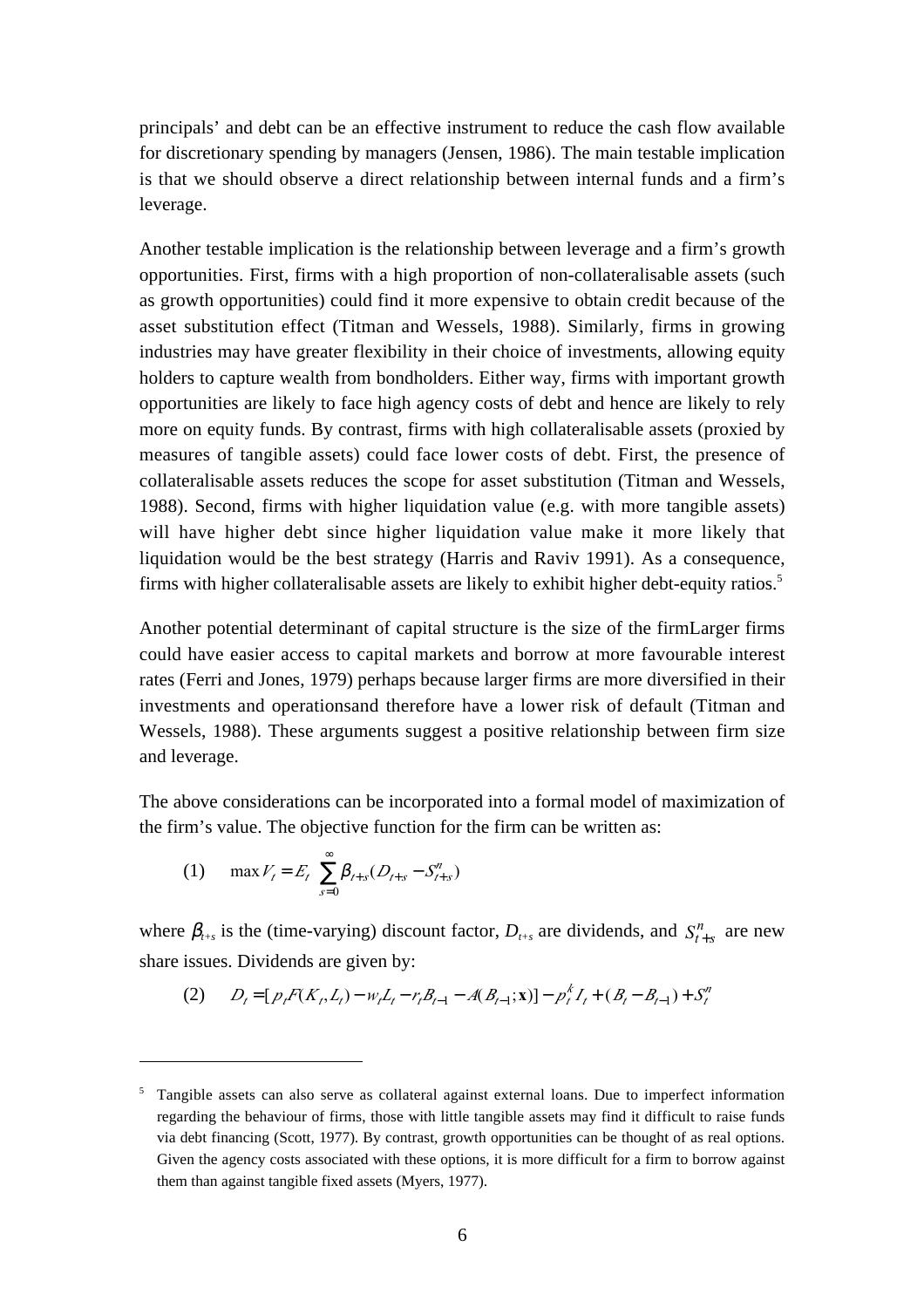principals' and debt can be an effective instrument to reduce the cash flow available for discretionary spending by managers (Jensen, 1986). The main testable implication is that we should observe a direct relationship between internal funds and a firm's leverage.

Another testable implication is the relationship between leverage and a firm's growth opportunities. First, firms with a high proportion of non-collateralisable assets (such as growth opportunities) could find it more expensive to obtain credit because of the asset substitution effect (Titman and Wessels, 1988). Similarly, firms in growing industries may have greater flexibility in their choice of investments, allowing equity holders to capture wealth from bondholders. Either way, firms with important growth opportunities are likely to face high agency costs of debt and hence are likely to rely more on equity funds. By contrast, firms with high collateralisable assets (proxied by measures of tangible assets) could face lower costs of debt. First, the presence of collateralisable assets reduces the scope for asset substitution (Titman and Wessels, 1988). Second, firms with higher liquidation value (e.g. with more tangible assets) will have higher debt since higher liquidation value make it more likely that liquidation would be the best strategy (Harris and Raviv 1991). As a consequence, firms with higher collateralisable assets are likely to exhibit higher debt-equity ratios.[5]

Another potential determinant of capital structure is the size of the firmLarger firms could have easier access to capital markets and borrow at more favourable interest rates (Ferri and Jones, 1979) perhaps because larger firms are more diversified in their investments and operationsand therefore have a lower risk of default (Titman and Wessels, 1988). These arguments suggest a positive relationship between firm size and leverage.

The above considerations can be incorporated into a formal model of maximization of the firm's value. The objective function for the firm can be written as:

$$\text{(1)} \qquad \max V_t = E_t \sum_{s=0}^{\infty} \beta_{t+s} (D_{t+s} - S_{t+s}^n)$$

where $\beta_{t+s}$ is the (time-varying) discount factor, $D_{t+s}$ are dividends, and $S_{t+s}^n$ are new share issues. Dividends are given by:

$$\text{(2)} \qquad D_t = [p_t F(K_t, L_t) - w_t L_t - r_t B_{t-1} - A(B_{t-1}; \mathbf{x})] - p_t^k I_t + (B_t - B_{t-1}) + S_t^n$$

---

[5] Tangible assets can also serve as collateral against external loans. Due to imperfect information regarding the behaviour of firms, those with little tangible assets may find it difficult to raise funds via debt financing (Scott, 1977). By contrast, growth opportunities can be thought of as real options. Given the agency costs associated with these options, it is more difficult for a firm to borrow against them than against tangible fixed assets (Myers, 1977).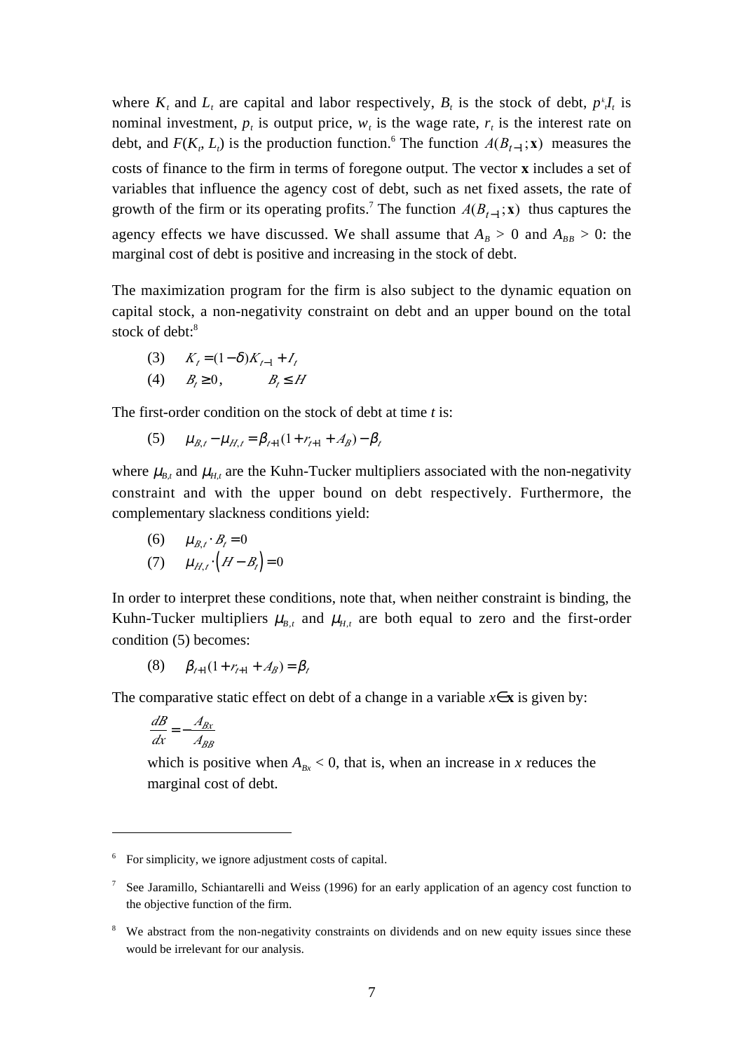where $K_t$ and $L_t$ are capital and labor respectively, $B_t$ is the stock of debt, $p^k_t I_t$ is nominal investment, $p_t$ is output price, $w_t$ is the wage rate, $r_t$ is the interest rate on debt, and $F(K_t, L_t)$ is the production function.[6] The function $A(B_{t-1};\mathbf{x})$ measures the costs of finance to the firm in terms of foregone output. The vector **x** includes a set of variables that influence the agency cost of debt, such as net fixed assets, the rate of growth of the firm or its operating profits.[7] The function $A(B_{t-1};\mathbf{x})$ thus captures the agency effects we have discussed. We shall assume that $A_B > 0$ and $A_{BB} > 0$: the marginal cost of debt is positive and increasing in the stock of debt.

The maximization program for the firm is also subject to the dynamic equation on capital stock, a non-negativity constraint on debt and an upper bound on the total stock of debt:[8]

(3) $\quad K_t = (1-\delta)K_{t-1} + I_t$

(4) $\quad B_t \geq 0, \qquad B_t \leq H$

The first-order condition on the stock of debt at time *t* is:

(5) $\quad \mu_{B,t} - \mu_{H,t} = \beta_{t+1}(1 + r_{t+1} + A_B) - \beta_t$

where $\mu_{B,t}$ and $\mu_{H,t}$ are the Kuhn-Tucker multipliers associated with the non-negativity constraint and with the upper bound on debt respectively. Furthermore, the complementary slackness conditions yield:

(6) $\quad \mu_{B,t} \cdot B_t = 0$

(7) $\quad \mu_{H,t} \cdot \left(H - B_t\right) = 0$

In order to interpret these conditions, note that, when neither constraint is binding, the Kuhn-Tucker multipliers $\mu_{B,t}$ and $\mu_{H,t}$ are both equal to zero and the first-order condition (5) becomes:

(8) $\quad \beta_{t+1}(1 + r_{t+1} + A_B) = \beta_t$

The comparative static effect on debt of a change in a variable $x \in \mathbf{x}$ is given by:

$$\frac{dB}{dx} = -\frac{A_{Bx}}{A_{BB}}$$

which is positive when $A_{Bx} < 0$, that is, when an increase in *x* reduces the marginal cost of debt.

---

[6] For simplicity, we ignore adjustment costs of capital.

[7] See Jaramillo, Schiantarelli and Weiss (1996) for an early application of an agency cost function to the objective function of the firm.

[8] We abstract from the non-negativity constraints on dividends and on new equity issues since these would be irrelevant for our analysis.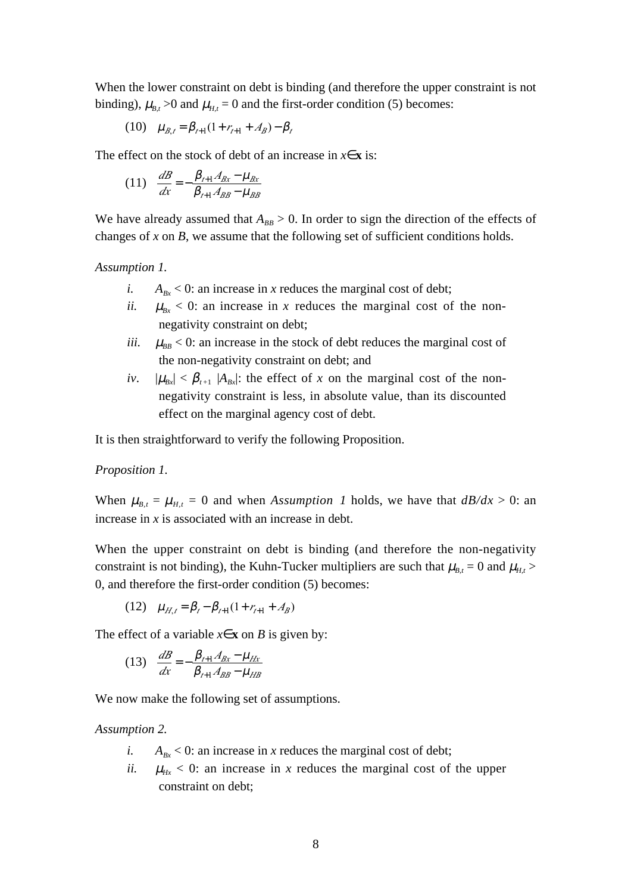When the lower constraint on debt is binding (and therefore the upper constraint is not binding), $\mu_{B,t} > 0$ and $\mu_{H,t} = 0$ and the first-order condition (5) becomes:

$$\text{(10)} \quad \mu_{B,t} = \beta_{t+1}(1 + r_{t+1} + A_B) - \beta_t$$

The effect on the stock of debt of an increase in $x \in \mathbf{x}$ is:

$$\text{(11)} \quad \frac{dB}{dx} = -\frac{\beta_{t+1} A_{Bx} - \mu_{Bx}}{\beta_{t+1} A_{BB} - \mu_{BB}}$$

We have already assumed that $A_{BB} > 0$. In order to sign the direction of the effects of changes of $x$ on $B$, we assume that the following set of sufficient conditions holds.

*Assumption 1.*

*i.* $A_{Bx} < 0$: an increase in $x$ reduces the marginal cost of debt;
*ii.* $\mu_{Bx} < 0$: an increase in $x$ reduces the marginal cost of the non-negativity constraint on debt;
*iii.* $\mu_{BB} < 0$: an increase in the stock of debt reduces the marginal cost of the non-negativity constraint on debt; and
*iv*. $|\mu_{Bx}| < \beta_{t+1} |A_{Bx}|$: the effect of $x$ on the marginal cost of the non-negativity constraint is less, in absolute value, than its discounted effect on the marginal agency cost of debt.

It is then straightforward to verify the following Proposition.

*Proposition 1.*

When $\mu_{B,t} = \mu_{H,t} = 0$ and when *Assumption 1* holds, we have that $dB/dx > 0$: an increase in $x$ is associated with an increase in debt.

When the upper constraint on debt is binding (and therefore the non-negativity constraint is not binding), the Kuhn-Tucker multipliers are such that $\mu_{B,t} = 0$ and $\mu_{H,t} > 0$, and therefore the first-order condition (5) becomes:

$$\text{(12)} \quad \mu_{H,t} = \beta_t - \beta_{t+1}(1 + r_{t+1} + A_B)$$

The effect of a variable $x \in \mathbf{x}$ on $B$ is given by:

$$\text{(13)} \quad \frac{dB}{dx} = -\frac{\beta_{t+1} A_{Bx} - \mu_{Hx}}{\beta_{t+1} A_{BB} - \mu_{HB}}$$

We now make the following set of assumptions.

*Assumption 2.*

*i.* $A_{Bx} < 0$: an increase in $x$ reduces the marginal cost of debt;
*ii.* $\mu_{Hx} < 0$: an increase in $x$ reduces the marginal cost of the upper constraint on debt;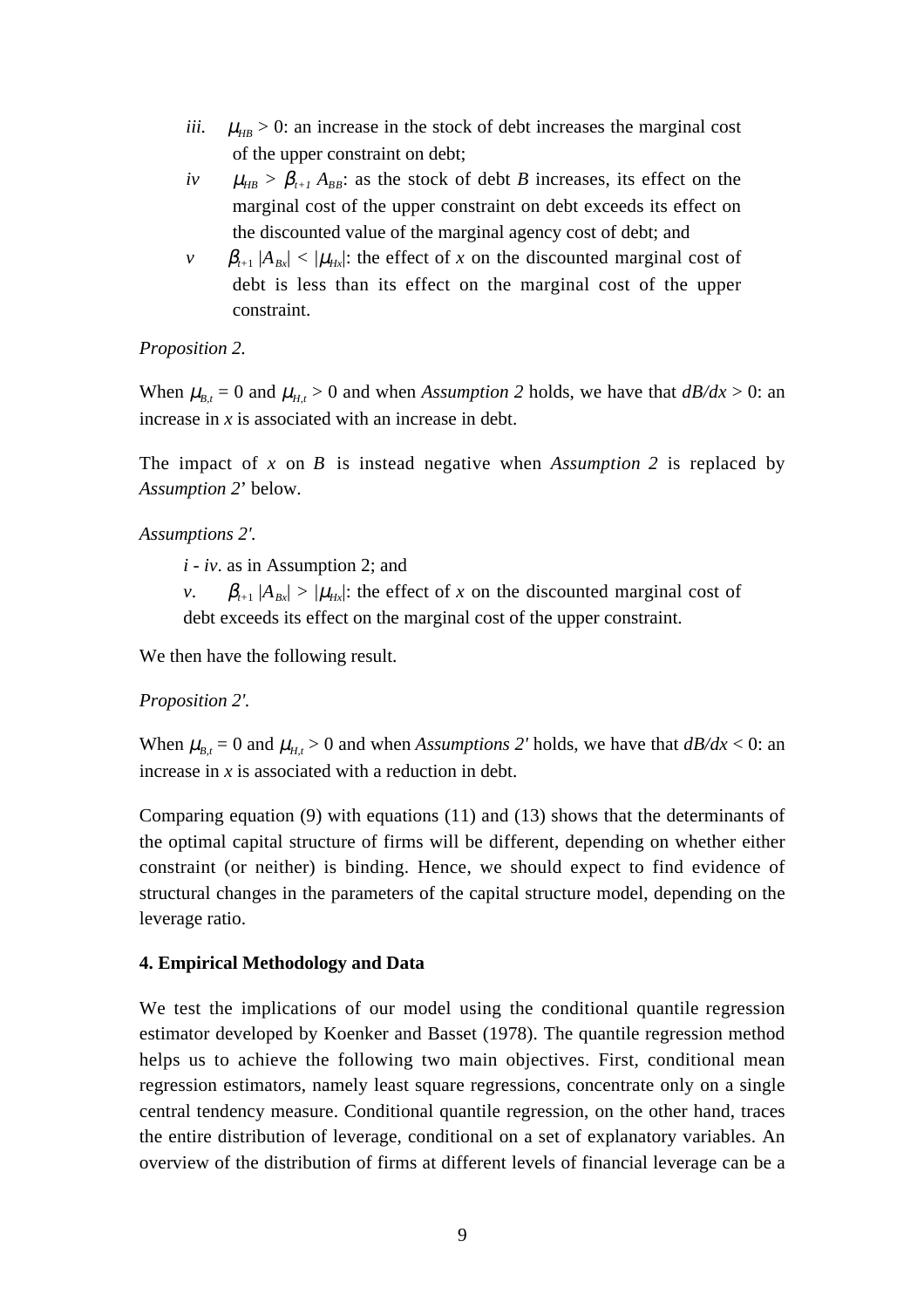*iii.* $\mu_{HB} > 0$: an increase in the stock of debt increases the marginal cost of the upper constraint on debt;

*iv* $\mu_{HB} > \beta_{t+1} A_{BB}$: as the stock of debt *B* increases, its effect on the marginal cost of the upper constraint on debt exceeds its effect on the discounted value of the marginal agency cost of debt; and

*v* $\beta_{t+1} |A_{Bx}| < |\mu_{Hx}|$: the effect of *x* on the discounted marginal cost of debt is less than its effect on the marginal cost of the upper constraint.

*Proposition 2.*

When $\mu_{B,t} = 0$ and $\mu_{H,t} > 0$ and when *Assumption 2* holds, we have that $dB/dx > 0$: an increase in *x* is associated with an increase in debt.

The impact of *x* on *B* is instead negative when *Assumption 2* is replaced by *Assumption 2*' below.

*Assumptions 2'.*

*i - iv*. as in Assumption 2; and

*v*. $\beta_{t+1} |A_{Bx}| > |\mu_{Hx}|$: the effect of *x* on the discounted marginal cost of debt exceeds its effect on the marginal cost of the upper constraint.

We then have the following result.

*Proposition 2'.*

When $\mu_{B,t} = 0$ and $\mu_{H,t} > 0$ and when *Assumptions 2'* holds, we have that $dB/dx < 0$: an increase in *x* is associated with a reduction in debt.

Comparing equation (9) with equations (11) and (13) shows that the determinants of the optimal capital structure of firms will be different, depending on whether either constraint (or neither) is binding. Hence, we should expect to find evidence of structural changes in the parameters of the capital structure model, depending on the leverage ratio.

## 4. Empirical Methodology and Data

We test the implications of our model using the conditional quantile regression estimator developed by Koenker and Basset (1978). The quantile regression method helps us to achieve the following two main objectives. First, conditional mean regression estimators, namely least square regressions, concentrate only on a single central tendency measure. Conditional quantile regression, on the other hand, traces the entire distribution of leverage, conditional on a set of explanatory variables. An overview of the distribution of firms at different levels of financial leverage can be a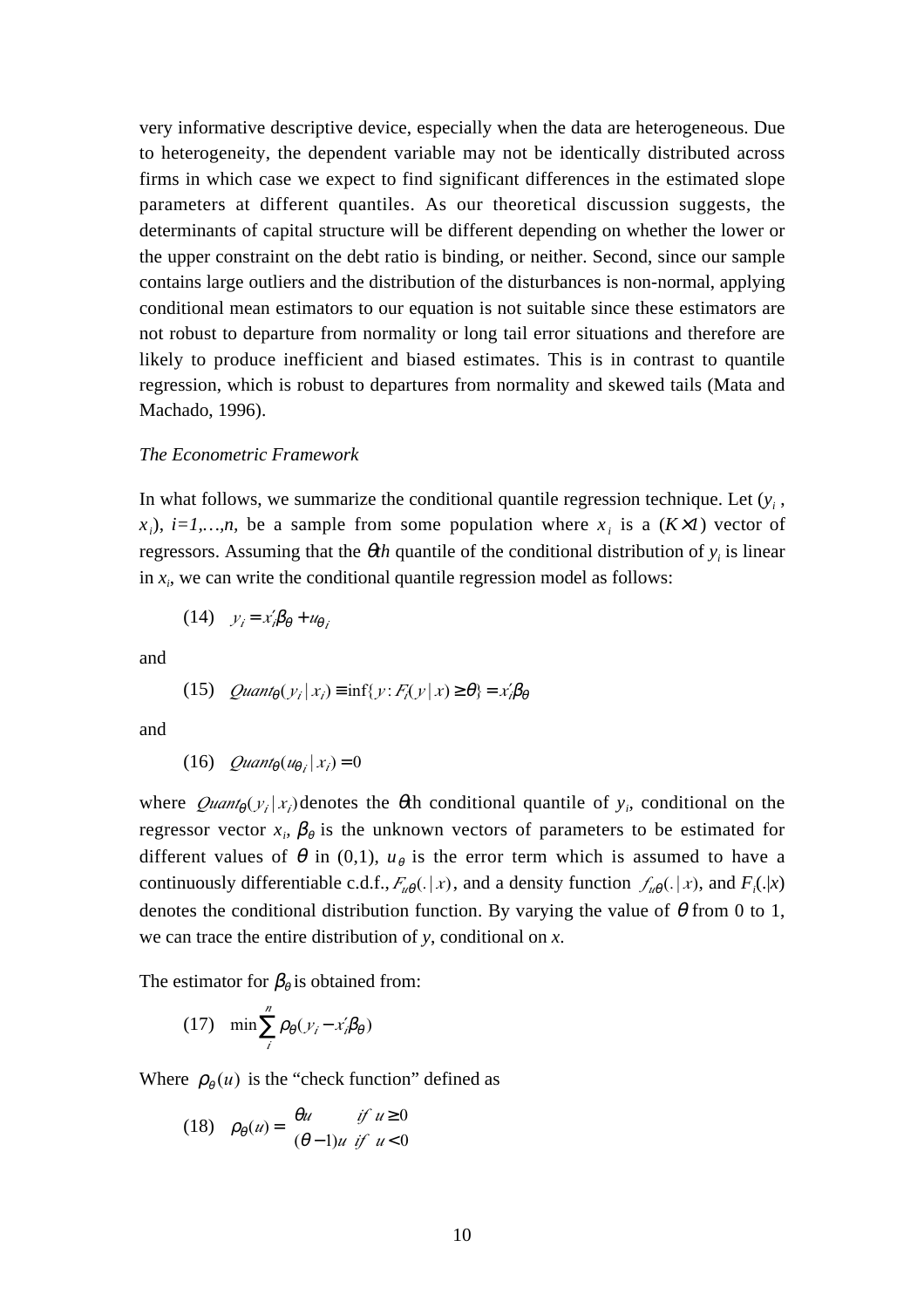very informative descriptive device, especially when the data are heterogeneous. Due to heterogeneity, the dependent variable may not be identically distributed across firms in which case we expect to find significant differences in the estimated slope parameters at different quantiles. As our theoretical discussion suggests, the determinants of capital structure will be different depending on whether the lower or the upper constraint on the debt ratio is binding, or neither. Second, since our sample contains large outliers and the distribution of the disturbances is non-normal, applying conditional mean estimators to our equation is not suitable since these estimators are not robust to departure from normality or long tail error situations and therefore are likely to produce inefficient and biased estimates. This is in contrast to quantile regression, which is robust to departures from normality and skewed tails (Mata and Machado, 1996).

*The Econometric Framework*

In what follows, we summarize the conditional quantile regression technique. Let ($y_i$, $x_i$), $i=1,\ldots,n$, be a sample from some population where $x_i$ is a $(K\times 1)$ vector of regressors. Assuming that the $\theta th$ quantile of the conditional distribution of $y_i$ is linear in $x_i$, we can write the conditional quantile regression model as follows:

$$(14) \quad y_i = x_i'\beta_\theta + u_{\theta i}$$

and

$$(15) \quad Quant_\theta(y_i \mid x_i) \equiv \inf\{y : F_i(y \mid x) \geq \theta\} = x_i'\beta_\theta$$

and

$$(16) \quad Quant_\theta(u_{\theta i} \mid x_i) = 0$$

where $Quant_\theta(y_i \mid x_i)$ denotes the $\theta$th conditional quantile of $y_i$, conditional on the regressor vector $x_i$, $\beta_\theta$ is the unknown vectors of parameters to be estimated for different values of $\theta$ in (0,1), $u_\theta$ is the error term which is assumed to have a continuously differentiable c.d.f., $F_{u\theta}(.\mid x)$, and a density function $f_{u\theta}(.\mid x)$, and $F_i(.|x)$ denotes the conditional distribution function. By varying the value of $\theta$ from 0 to 1, we can trace the entire distribution of $y$, conditional on $x$.

The estimator for $\beta_\theta$ is obtained from:

$$(17) \quad \min \sum_{i}^{n} \rho_\theta(y_i - x_i'\beta_\theta)$$

Where $\rho_\theta(u)$ is the "check function" defined as

$$(18) \quad \rho_\theta(u) = \begin{cases} \theta u & if \ u \geq 0 \\ (\theta - 1)u & if \ u < 0 \end{cases}$$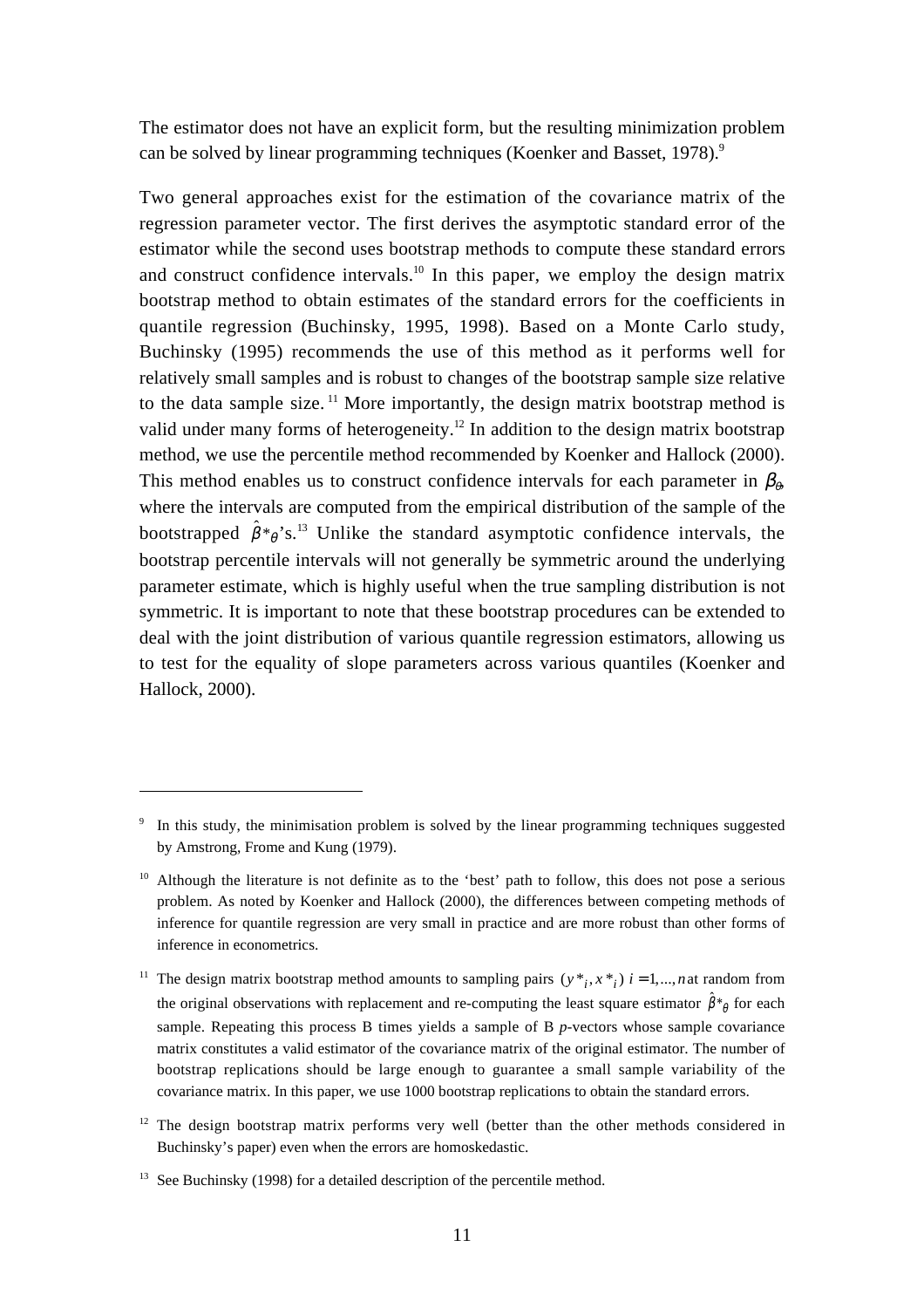The estimator does not have an explicit form, but the resulting minimization problem can be solved by linear programming techniques (Koenker and Basset, 1978).[9]

Two general approaches exist for the estimation of the covariance matrix of the regression parameter vector. The first derives the asymptotic standard error of the estimator while the second uses bootstrap methods to compute these standard errors and construct confidence intervals.[10] In this paper, we employ the design matrix bootstrap method to obtain estimates of the standard errors for the coefficients in quantile regression (Buchinsky, 1995, 1998). Based on a Monte Carlo study, Buchinsky (1995) recommends the use of this method as it performs well for relatively small samples and is robust to changes of the bootstrap sample size relative to the data sample size.[11] More importantly, the design matrix bootstrap method is valid under many forms of heterogeneity.[12] In addition to the design matrix bootstrap method, we use the percentile method recommended by Koenker and Hallock (2000). This method enables us to construct confidence intervals for each parameter in $\beta_\theta$, where the intervals are computed from the empirical distribution of the sample of the bootstrapped $\hat{\beta}*_\theta$'s.[13] Unlike the standard asymptotic confidence intervals, the bootstrap percentile intervals will not generally be symmetric around the underlying parameter estimate, which is highly useful when the true sampling distribution is not symmetric. It is important to note that these bootstrap procedures can be extended to deal with the joint distribution of various quantile regression estimators, allowing us to test for the equality of slope parameters across various quantiles (Koenker and Hallock, 2000).

---

[9] In this study, the minimisation problem is solved by the linear programming techniques suggested by Amstrong, Frome and Kung (1979).

[10] Although the literature is not definite as to the 'best' path to follow, this does not pose a serious problem. As noted by Koenker and Hallock (2000), the differences between competing methods of inference for quantile regression are very small in practice and are more robust than other forms of inference in econometrics.

[11] The design matrix bootstrap method amounts to sampling pairs $(y*_i, x*_i)$ $i = 1,...,n$ at random from the original observations with replacement and re-computing the least square estimator $\hat{\beta}*_\theta$ for each sample. Repeating this process B times yields a sample of B *p*-vectors whose sample covariance matrix constitutes a valid estimator of the covariance matrix of the original estimator. The number of bootstrap replications should be large enough to guarantee a small sample variability of the covariance matrix. In this paper, we use 1000 bootstrap replications to obtain the standard errors.

[12] The design bootstrap matrix performs very well (better than the other methods considered in Buchinsky's paper) even when the errors are homoskedastic.

[13] See Buchinsky (1998) for a detailed description of the percentile method.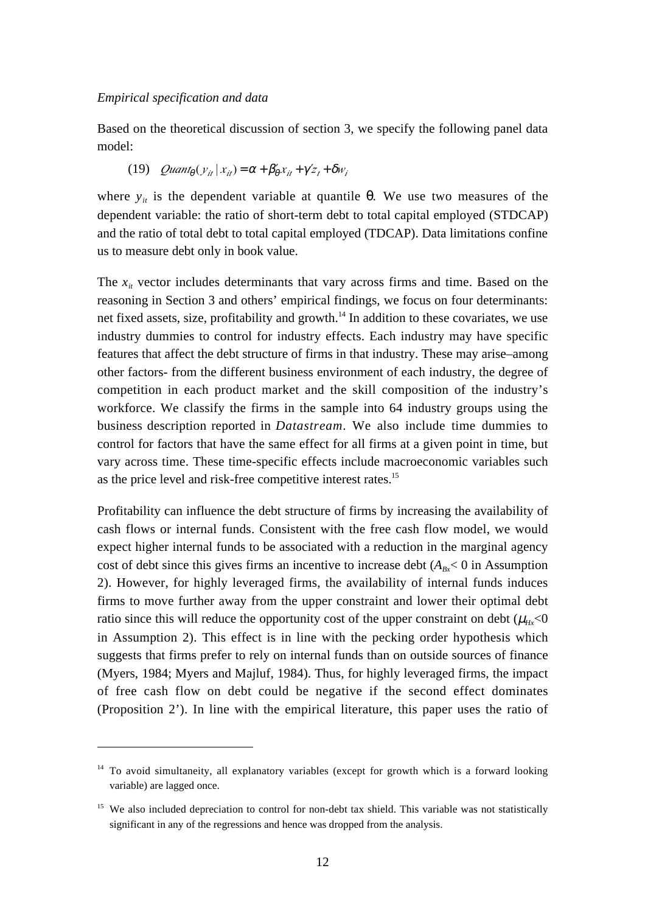*Empirical specification and data*

Based on the theoretical discussion of section 3, we specify the following panel data model:

$$(19) \quad Quant_{\theta}(y_{it} \mid x_{it}) = \alpha + \beta_{\theta}' x_{it} + \gamma' z_t + \delta w_i$$

where $y_{it}$ is the dependent variable at quantile $\theta$. We use two measures of the dependent variable: the ratio of short-term debt to total capital employed (STDCAP) and the ratio of total debt to total capital employed (TDCAP). Data limitations confine us to measure debt only in book value.

The $x_{it}$ vector includes determinants that vary across firms and time. Based on the reasoning in Section 3 and others' empirical findings, we focus on four determinants: net fixed assets, size, profitability and growth.[14] In addition to these covariates, we use industry dummies to control for industry effects. Each industry may have specific features that affect the debt structure of firms in that industry. These may arise–among other factors- from the different business environment of each industry, the degree of competition in each product market and the skill composition of the industry's workforce. We classify the firms in the sample into 64 industry groups using the business description reported in *Datastream*. We also include time dummies to control for factors that have the same effect for all firms at a given point in time, but vary across time. These time-specific effects include macroeconomic variables such as the price level and risk-free competitive interest rates.[15]

Profitability can influence the debt structure of firms by increasing the availability of cash flows or internal funds. Consistent with the free cash flow model, we would expect higher internal funds to be associated with a reduction in the marginal agency cost of debt since this gives firms an incentive to increase debt ($A_{Bx}< 0$ in Assumption 2). However, for highly leveraged firms, the availability of internal funds induces firms to move further away from the upper constraint and lower their optimal debt ratio since this will reduce the opportunity cost of the upper constraint on debt ($\mu_{Hx}<0$ in Assumption 2). This effect is in line with the pecking order hypothesis which suggests that firms prefer to rely on internal funds than on outside sources of finance (Myers, 1984; Myers and Majluf, 1984). Thus, for highly leveraged firms, the impact of free cash flow on debt could be negative if the second effect dominates (Proposition 2'). In line with the empirical literature, this paper uses the ratio of

---

[14] To avoid simultaneity, all explanatory variables (except for growth which is a forward looking variable) are lagged once.

[15] We also included depreciation to control for non-debt tax shield. This variable was not statistically significant in any of the regressions and hence was dropped from the analysis.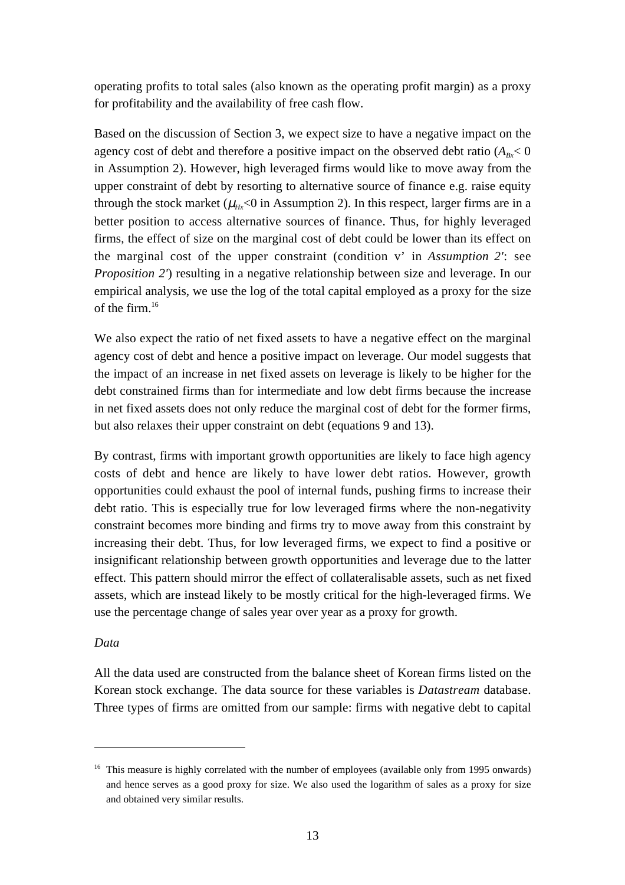operating profits to total sales (also known as the operating profit margin) as a proxy for profitability and the availability of free cash flow.

Based on the discussion of Section 3, we expect size to have a negative impact on the agency cost of debt and therefore a positive impact on the observed debt ratio ($A_{Bx}< 0$ in Assumption 2). However, high leveraged firms would like to move away from the upper constraint of debt by resorting to alternative source of finance e.g. raise equity through the stock market ($\mu_{Hx}<0$ in Assumption 2). In this respect, larger firms are in a better position to access alternative sources of finance. Thus, for highly leveraged firms, the effect of size on the marginal cost of debt could be lower than its effect on the marginal cost of the upper constraint (condition v' in *Assumption 2'*: see *Proposition 2'*) resulting in a negative relationship between size and leverage. In our empirical analysis, we use the log of the total capital employed as a proxy for the size of the firm.[16]

We also expect the ratio of net fixed assets to have a negative effect on the marginal agency cost of debt and hence a positive impact on leverage. Our model suggests that the impact of an increase in net fixed assets on leverage is likely to be higher for the debt constrained firms than for intermediate and low debt firms because the increase in net fixed assets does not only reduce the marginal cost of debt for the former firms, but also relaxes their upper constraint on debt (equations 9 and 13).

By contrast, firms with important growth opportunities are likely to face high agency costs of debt and hence are likely to have lower debt ratios. However, growth opportunities could exhaust the pool of internal funds, pushing firms to increase their debt ratio. This is especially true for low leveraged firms where the non-negativity constraint becomes more binding and firms try to move away from this constraint by increasing their debt. Thus, for low leveraged firms, we expect to find a positive or insignificant relationship between growth opportunities and leverage due to the latter effect. This pattern should mirror the effect of collateralisable assets, such as net fixed assets, which are instead likely to be mostly critical for the high-leveraged firms. We use the percentage change of sales year over year as a proxy for growth.

*Data*

All the data used are constructed from the balance sheet of Korean firms listed on the Korean stock exchange. The data source for these variables is *Datastream* database. Three types of firms are omitted from our sample: firms with negative debt to capital

[16] This measure is highly correlated with the number of employees (available only from 1995 onwards) and hence serves as a good proxy for size. We also used the logarithm of sales as a proxy for size and obtained very similar results.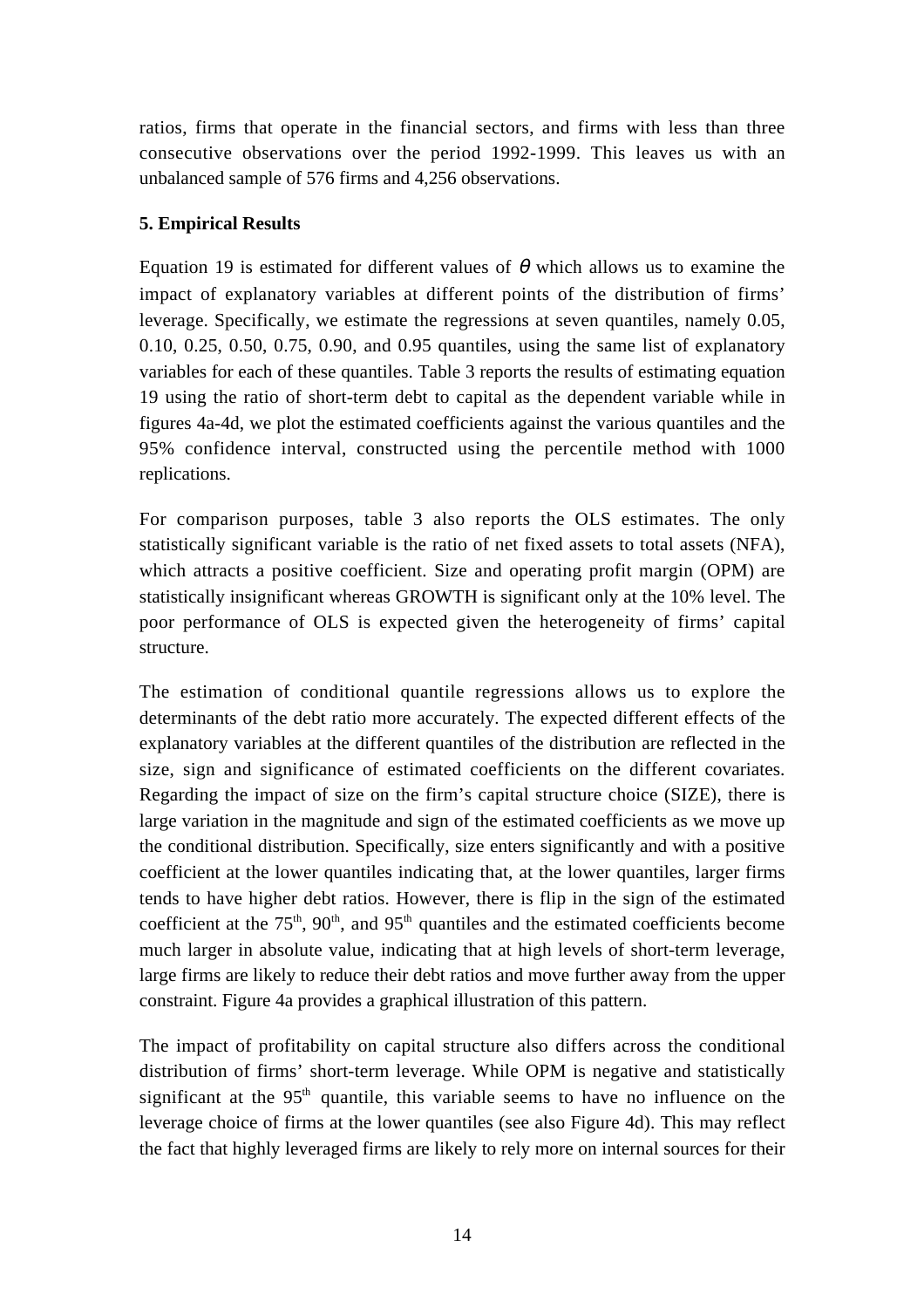ratios, firms that operate in the financial sectors, and firms with less than three consecutive observations over the period 1992-1999. This leaves us with an unbalanced sample of 576 firms and 4,256 observations.

**5. Empirical Results**

Equation 19 is estimated for different values of $\theta$ which allows us to examine the impact of explanatory variables at different points of the distribution of firms' leverage. Specifically, we estimate the regressions at seven quantiles, namely 0.05, 0.10, 0.25, 0.50, 0.75, 0.90, and 0.95 quantiles, using the same list of explanatory variables for each of these quantiles. Table 3 reports the results of estimating equation 19 using the ratio of short-term debt to capital as the dependent variable while in figures 4a-4d, we plot the estimated coefficients against the various quantiles and the 95% confidence interval, constructed using the percentile method with 1000 replications.

For comparison purposes, table 3 also reports the OLS estimates. The only statistically significant variable is the ratio of net fixed assets to total assets (NFA), which attracts a positive coefficient. Size and operating profit margin (OPM) are statistically insignificant whereas GROWTH is significant only at the 10% level. The poor performance of OLS is expected given the heterogeneity of firms' capital structure.

The estimation of conditional quantile regressions allows us to explore the determinants of the debt ratio more accurately. The expected different effects of the explanatory variables at the different quantiles of the distribution are reflected in the size, sign and significance of estimated coefficients on the different covariates. Regarding the impact of size on the firm's capital structure choice (SIZE), there is large variation in the magnitude and sign of the estimated coefficients as we move up the conditional distribution. Specifically, size enters significantly and with a positive coefficient at the lower quantiles indicating that, at the lower quantiles, larger firms tends to have higher debt ratios. However, there is flip in the sign of the estimated coefficient at the 75$^{th}$, 90$^{th}$, and 95$^{th}$ quantiles and the estimated coefficients become much larger in absolute value, indicating that at high levels of short-term leverage, large firms are likely to reduce their debt ratios and move further away from the upper constraint. Figure 4a provides a graphical illustration of this pattern.

The impact of profitability on capital structure also differs across the conditional distribution of firms' short-term leverage. While OPM is negative and statistically significant at the 95$^{th}$ quantile, this variable seems to have no influence on the leverage choice of firms at the lower quantiles (see also Figure 4d). This may reflect the fact that highly leveraged firms are likely to rely more on internal sources for their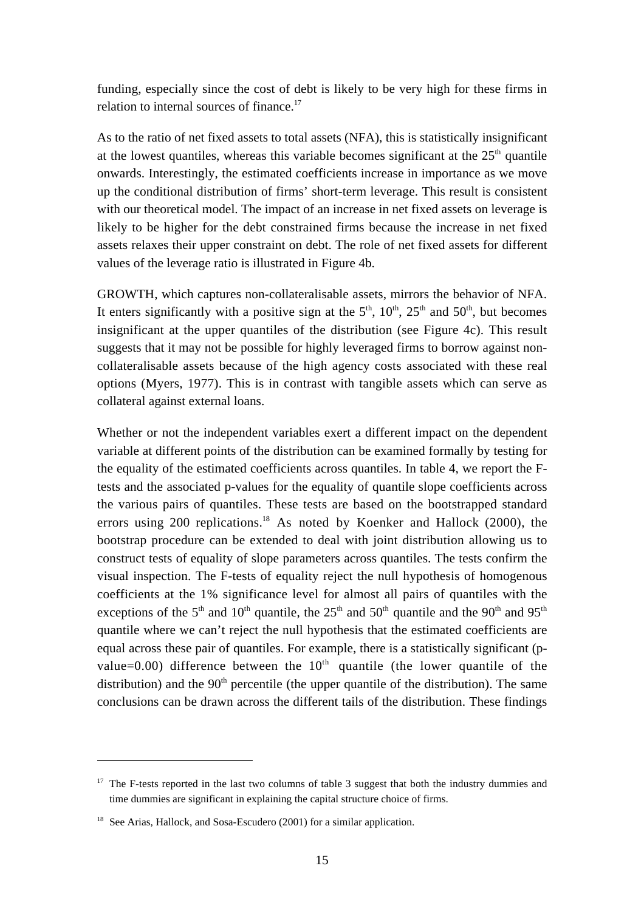funding, especially since the cost of debt is likely to be very high for these firms in relation to internal sources of finance.[17]

As to the ratio of net fixed assets to total assets (NFA), this is statistically insignificant at the lowest quantiles, whereas this variable becomes significant at the $25^{th}$ quantile onwards. Interestingly, the estimated coefficients increase in importance as we move up the conditional distribution of firms' short-term leverage. This result is consistent with our theoretical model. The impact of an increase in net fixed assets on leverage is likely to be higher for the debt constrained firms because the increase in net fixed assets relaxes their upper constraint on debt. The role of net fixed assets for different values of the leverage ratio is illustrated in Figure 4b.

GROWTH, which captures non-collateralisable assets, mirrors the behavior of NFA. It enters significantly with a positive sign at the $5^{th}$, $10^{th}$, $25^{th}$ and $50^{th}$, but becomes insignificant at the upper quantiles of the distribution (see Figure 4c). This result suggests that it may not be possible for highly leveraged firms to borrow against non-collateralisable assets because of the high agency costs associated with these real options (Myers, 1977). This is in contrast with tangible assets which can serve as collateral against external loans.

Whether or not the independent variables exert a different impact on the dependent variable at different points of the distribution can be examined formally by testing for the equality of the estimated coefficients across quantiles. In table 4, we report the F-tests and the associated p-values for the equality of quantile slope coefficients across the various pairs of quantiles. These tests are based on the bootstrapped standard errors using 200 replications.[18] As noted by Koenker and Hallock (2000), the bootstrap procedure can be extended to deal with joint distribution allowing us to construct tests of equality of slope parameters across quantiles. The tests confirm the visual inspection. The F-tests of equality reject the null hypothesis of homogenous coefficients at the 1% significance level for almost all pairs of quantiles with the exceptions of the $5^{th}$ and $10^{th}$ quantile, the $25^{th}$ and $50^{th}$ quantile and the $90^{th}$ and $95^{th}$ quantile where we can't reject the null hypothesis that the estimated coefficients are equal across these pair of quantiles. For example, there is a statistically significant (p-value=0.00) difference between the $10^{th}$ quantile (the lower quantile of the distribution) and the $90^{th}$ percentile (the upper quantile of the distribution). The same conclusions can be drawn across the different tails of the distribution. These findings

---

[17] The F-tests reported in the last two columns of table 3 suggest that both the industry dummies and time dummies are significant in explaining the capital structure choice of firms.

[18] See Arias, Hallock, and Sosa-Escudero (2001) for a similar application.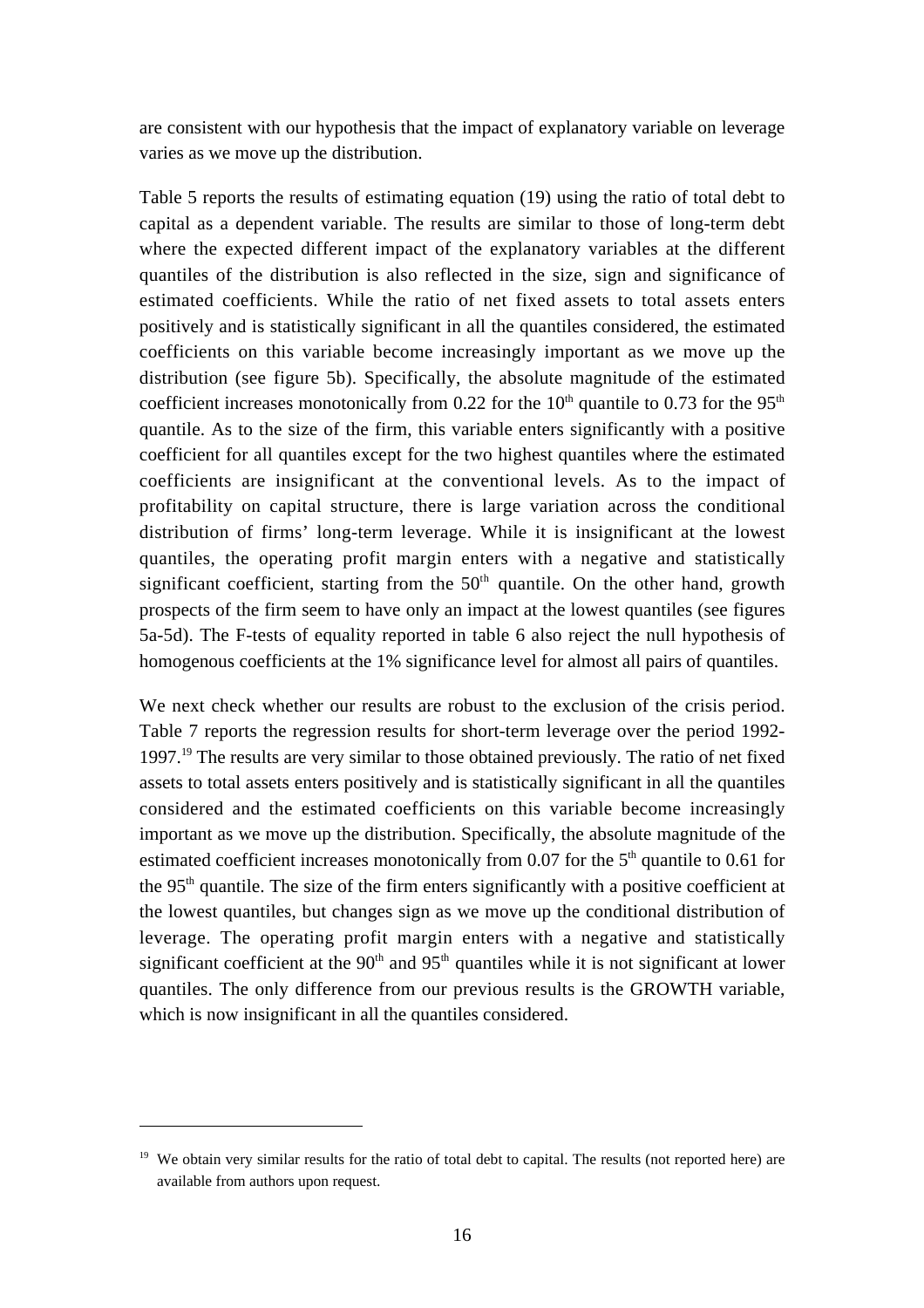are consistent with our hypothesis that the impact of explanatory variable on leverage varies as we move up the distribution.

Table 5 reports the results of estimating equation (19) using the ratio of total debt to capital as a dependent variable. The results are similar to those of long-term debt where the expected different impact of the explanatory variables at the different quantiles of the distribution is also reflected in the size, sign and significance of estimated coefficients. While the ratio of net fixed assets to total assets enters positively and is statistically significant in all the quantiles considered, the estimated coefficients on this variable become increasingly important as we move up the distribution (see figure 5b). Specifically, the absolute magnitude of the estimated coefficient increases monotonically from 0.22 for the $10^{th}$ quantile to 0.73 for the $95^{th}$ quantile. As to the size of the firm, this variable enters significantly with a positive coefficient for all quantiles except for the two highest quantiles where the estimated coefficients are insignificant at the conventional levels. As to the impact of profitability on capital structure, there is large variation across the conditional distribution of firms' long-term leverage. While it is insignificant at the lowest quantiles, the operating profit margin enters with a negative and statistically significant coefficient, starting from the $50^{th}$ quantile. On the other hand, growth prospects of the firm seem to have only an impact at the lowest quantiles (see figures 5a-5d). The F-tests of equality reported in table 6 also reject the null hypothesis of homogenous coefficients at the 1% significance level for almost all pairs of quantiles.

We next check whether our results are robust to the exclusion of the crisis period. Table 7 reports the regression results for short-term leverage over the period 1992-1997.[19] The results are very similar to those obtained previously. The ratio of net fixed assets to total assets enters positively and is statistically significant in all the quantiles considered and the estimated coefficients on this variable become increasingly important as we move up the distribution. Specifically, the absolute magnitude of the estimated coefficient increases monotonically from 0.07 for the $5^{th}$ quantile to 0.61 for the $95^{th}$ quantile. The size of the firm enters significantly with a positive coefficient at the lowest quantiles, but changes sign as we move up the conditional distribution of leverage. The operating profit margin enters with a negative and statistically significant coefficient at the $90^{th}$ and $95^{th}$ quantiles while it is not significant at lower quantiles. The only difference from our previous results is the GROWTH variable, which is now insignificant in all the quantiles considered.

---

[19] We obtain very similar results for the ratio of total debt to capital. The results (not reported here) are available from authors upon request.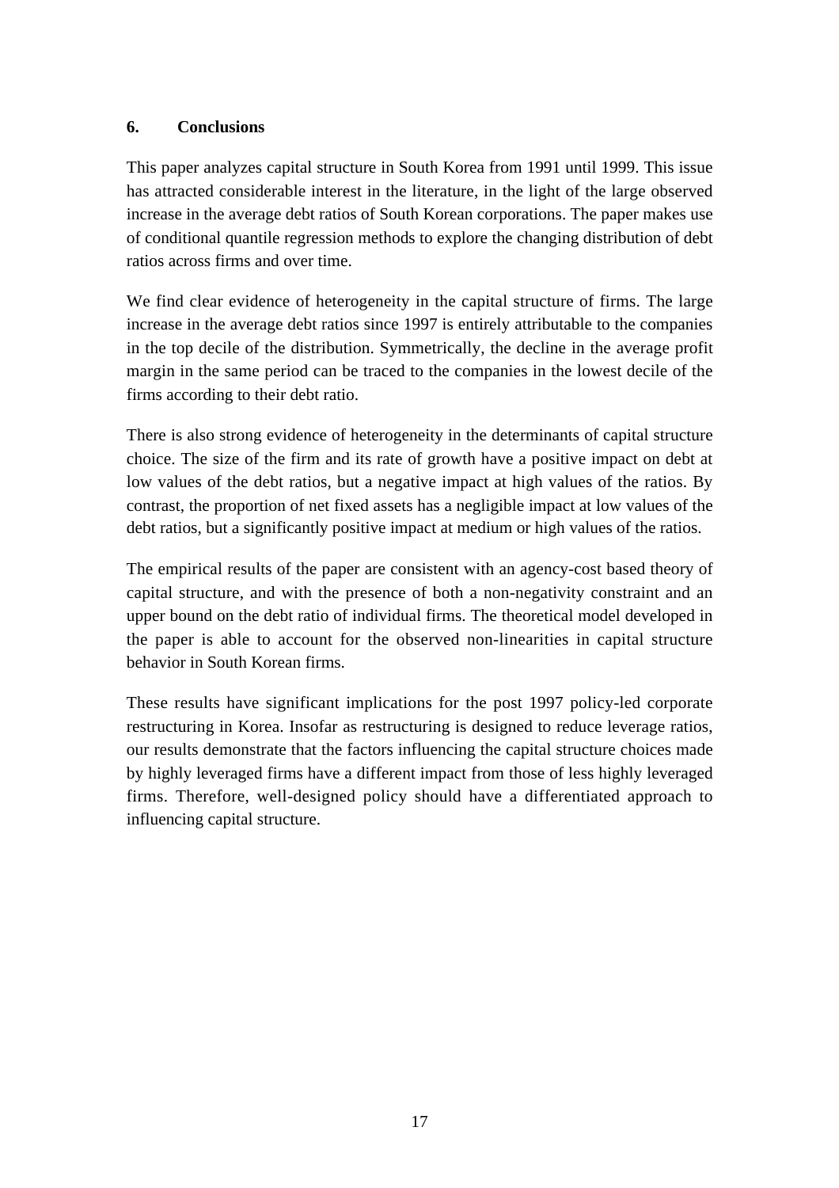## 6. Conclusions

This paper analyzes capital structure in South Korea from 1991 until 1999. This issue has attracted considerable interest in the literature, in the light of the large observed increase in the average debt ratios of South Korean corporations. The paper makes use of conditional quantile regression methods to explore the changing distribution of debt ratios across firms and over time.

We find clear evidence of heterogeneity in the capital structure of firms. The large increase in the average debt ratios since 1997 is entirely attributable to the companies in the top decile of the distribution. Symmetrically, the decline in the average profit margin in the same period can be traced to the companies in the lowest decile of the firms according to their debt ratio.

There is also strong evidence of heterogeneity in the determinants of capital structure choice. The size of the firm and its rate of growth have a positive impact on debt at low values of the debt ratios, but a negative impact at high values of the ratios. By contrast, the proportion of net fixed assets has a negligible impact at low values of the debt ratios, but a significantly positive impact at medium or high values of the ratios.

The empirical results of the paper are consistent with an agency-cost based theory of capital structure, and with the presence of both a non-negativity constraint and an upper bound on the debt ratio of individual firms. The theoretical model developed in the paper is able to account for the observed non-linearities in capital structure behavior in South Korean firms.

These results have significant implications for the post 1997 policy-led corporate restructuring in Korea. Insofar as restructuring is designed to reduce leverage ratios, our results demonstrate that the factors influencing the capital structure choices made by highly leveraged firms have a different impact from those of less highly leveraged firms. Therefore, well-designed policy should have a differentiated approach to influencing capital structure.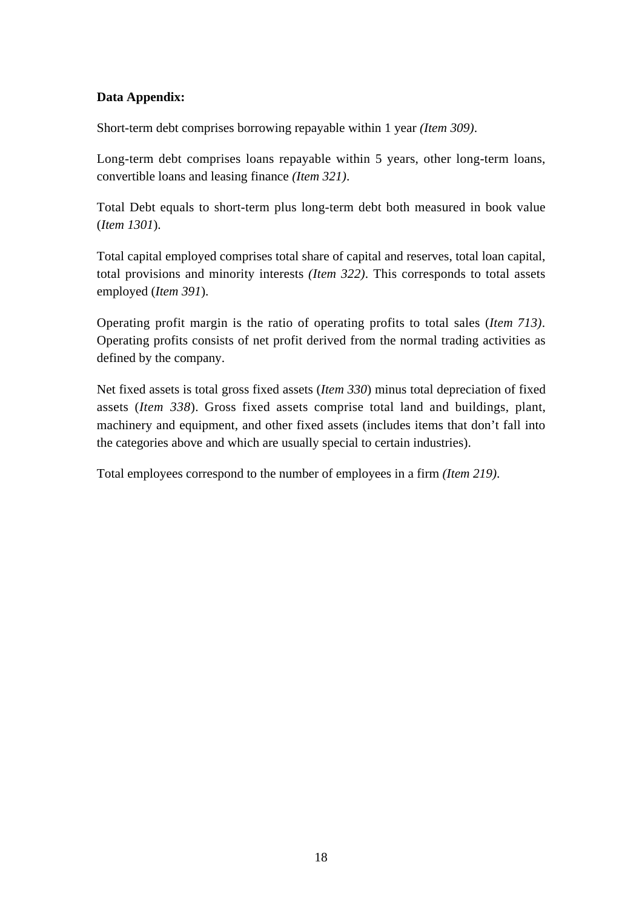**Data Appendix:**

Short-term debt comprises borrowing repayable within 1 year *(Item 309)*.

Long-term debt comprises loans repayable within 5 years, other long-term loans, convertible loans and leasing finance *(Item 321)*.

Total Debt equals to short-term plus long-term debt both measured in book value (*Item 1301*).

Total capital employed comprises total share of capital and reserves, total loan capital, total provisions and minority interests *(Item 322)*. This corresponds to total assets employed (*Item 391*).

Operating profit margin is the ratio of operating profits to total sales (*Item 713)*. Operating profits consists of net profit derived from the normal trading activities as defined by the company.

Net fixed assets is total gross fixed assets (*Item 330*) minus total depreciation of fixed assets (*Item 338*). Gross fixed assets comprise total land and buildings, plant, machinery and equipment, and other fixed assets (includes items that don't fall into the categories above and which are usually special to certain industries).

Total employees correspond to the number of employees in a firm *(Item 219)*.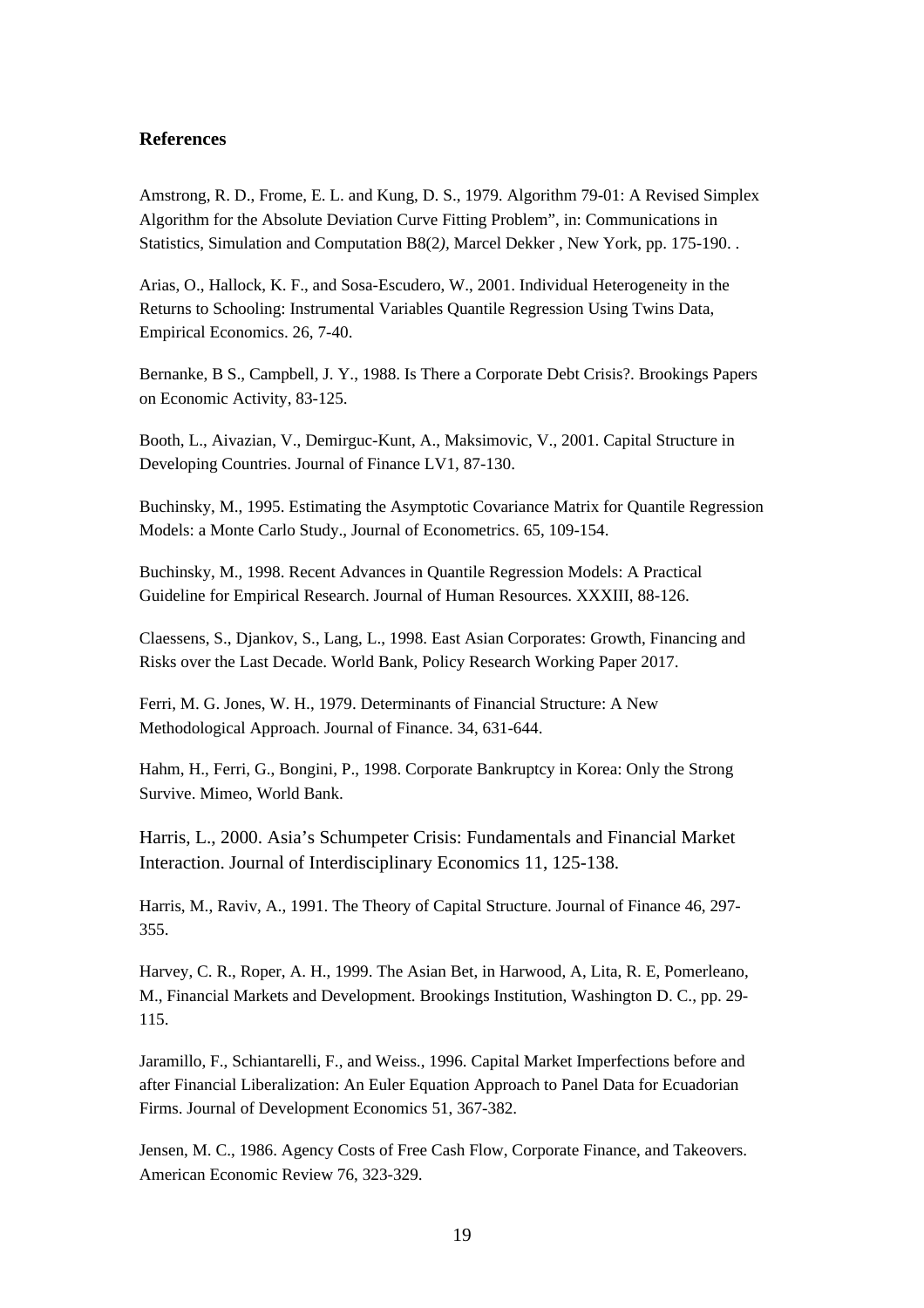## References

Amstrong, R. D., Frome, E. L. and Kung, D. S., 1979. Algorithm 79-01: A Revised Simplex Algorithm for the Absolute Deviation Curve Fitting Problem", in: Communications in Statistics, Simulation and Computation B8(2*)*, Marcel Dekker , New York, pp. 175-190. .

Arias, O., Hallock, K. F., and Sosa-Escudero, W., 2001. Individual Heterogeneity in the Returns to Schooling: Instrumental Variables Quantile Regression Using Twins Data, Empirical Economics. 26, 7-40.

Bernanke, B S., Campbell, J. Y., 1988. Is There a Corporate Debt Crisis?. Brookings Papers on Economic Activity, 83-125.

Booth, L., Aivazian, V., Demirguc-Kunt, A., Maksimovic, V., 2001. Capital Structure in Developing Countries. Journal of Finance LV1, 87-130.

Buchinsky, M., 1995. Estimating the Asymptotic Covariance Matrix for Quantile Regression Models: a Monte Carlo Study., Journal of Econometrics. 65, 109-154.

Buchinsky, M., 1998. Recent Advances in Quantile Regression Models: A Practical Guideline for Empirical Research. Journal of Human Resources. XXXIII, 88-126.

Claessens, S., Djankov, S., Lang, L., 1998. East Asian Corporates: Growth, Financing and Risks over the Last Decade. World Bank, Policy Research Working Paper 2017.

Ferri, M. G. Jones, W. H., 1979. Determinants of Financial Structure: A New Methodological Approach. Journal of Finance. 34, 631-644.

Hahm, H., Ferri, G., Bongini, P., 1998. Corporate Bankruptcy in Korea: Only the Strong Survive. Mimeo, World Bank.

Harris, L., 2000. Asia's Schumpeter Crisis: Fundamentals and Financial Market Interaction. Journal of Interdisciplinary Economics 11, 125-138.

Harris, M., Raviv, A., 1991. The Theory of Capital Structure. Journal of Finance 46, 297-355.

Harvey, C. R., Roper, A. H., 1999. The Asian Bet, in Harwood, A, Lita, R. E, Pomerleano, M., Financial Markets and Development. Brookings Institution, Washington D. C., pp. 29-115.

Jaramillo, F., Schiantarelli, F., and Weiss., 1996. Capital Market Imperfections before and after Financial Liberalization: An Euler Equation Approach to Panel Data for Ecuadorian Firms. Journal of Development Economics 51, 367-382.

Jensen, M. C., 1986. Agency Costs of Free Cash Flow, Corporate Finance, and Takeovers. American Economic Review 76, 323-329.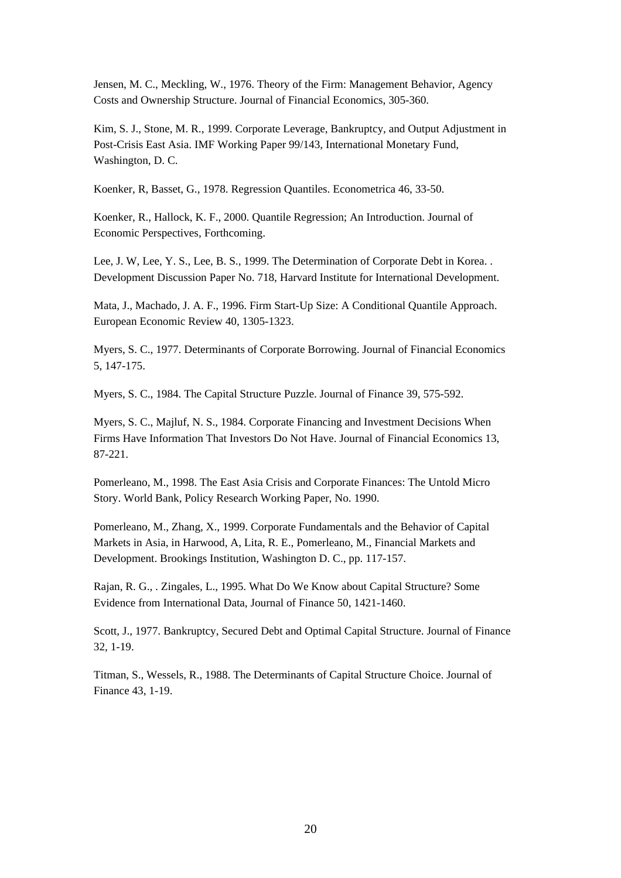Jensen, M. C., Meckling, W., 1976. Theory of the Firm: Management Behavior, Agency Costs and Ownership Structure. Journal of Financial Economics, 305-360.

Kim, S. J., Stone, M. R., 1999. Corporate Leverage, Bankruptcy, and Output Adjustment in Post-Crisis East Asia. IMF Working Paper 99/143, International Monetary Fund, Washington, D. C.

Koenker, R, Basset, G., 1978. Regression Quantiles. Econometrica 46, 33-50.

Koenker, R., Hallock, K. F., 2000. Quantile Regression; An Introduction. Journal of Economic Perspectives, Forthcoming.

Lee, J. W, Lee, Y. S., Lee, B. S., 1999. The Determination of Corporate Debt in Korea. . Development Discussion Paper No. 718, Harvard Institute for International Development.

Mata, J., Machado, J. A. F., 1996. Firm Start-Up Size: A Conditional Quantile Approach. European Economic Review 40, 1305-1323.

Myers, S. C., 1977. Determinants of Corporate Borrowing. Journal of Financial Economics 5, 147-175.

Myers, S. C., 1984. The Capital Structure Puzzle. Journal of Finance 39, 575-592.

Myers, S. C., Majluf, N. S., 1984. Corporate Financing and Investment Decisions When Firms Have Information That Investors Do Not Have. Journal of Financial Economics 13, 87-221.

Pomerleano, M., 1998. The East Asia Crisis and Corporate Finances: The Untold Micro Story. World Bank, Policy Research Working Paper, No. 1990.

Pomerleano, M., Zhang, X., 1999. Corporate Fundamentals and the Behavior of Capital Markets in Asia, in Harwood, A, Lita, R. E., Pomerleano, M., Financial Markets and Development. Brookings Institution, Washington D. C., pp. 117-157.

Rajan, R. G., . Zingales, L., 1995. What Do We Know about Capital Structure? Some Evidence from International Data, Journal of Finance 50, 1421-1460.

Scott, J., 1977. Bankruptcy, Secured Debt and Optimal Capital Structure. Journal of Finance 32, 1-19.

Titman, S., Wessels, R., 1988. The Determinants of Capital Structure Choice. Journal of Finance 43, 1-19.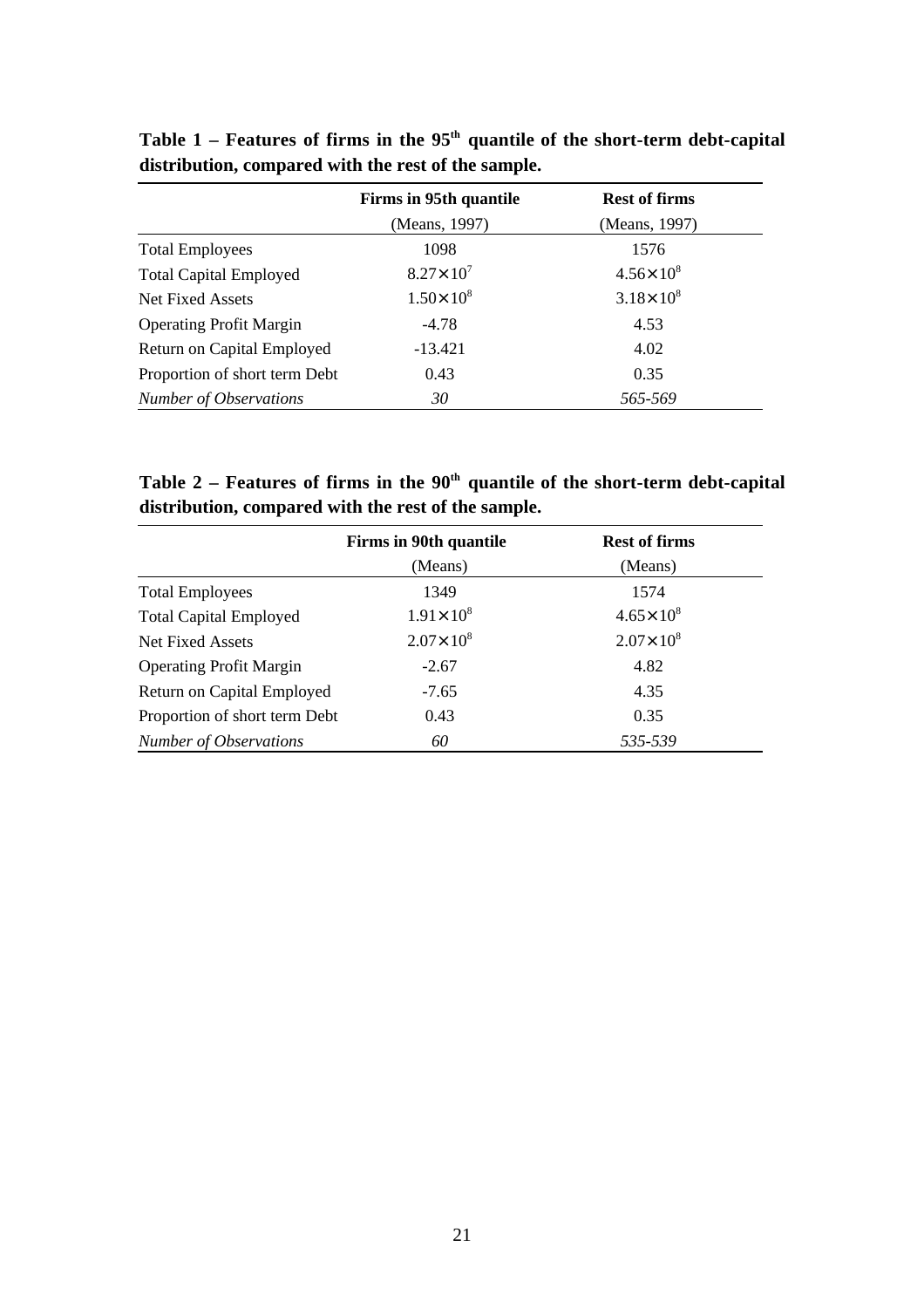**Table 1 – Features of firms in the 95$^{th}$ quantile of the short-term debt-capital distribution, compared with the rest of the sample.**

| | Firms in 95th quantile | Rest of firms |
|---|---|---|
| | (Means, 1997) | (Means, 1997) |
| Total Employees | 1098 | 1576 |
| Total Capital Employed | $8.27\times10^{7}$ | $4.56\times10^{8}$ |
| Net Fixed Assets | $1.50\times10^{8}$ | $3.18\times10^{8}$ |
| Operating Profit Margin | -4.78 | 4.53 |
| Return on Capital Employed | -13.421 | 4.02 |
| Proportion of short term Debt | 0.43 | 0.35 |
| *Number of Observations* | *30* | *565-569* |

**Table 2 – Features of firms in the 90$^{th}$ quantile of the short-term debt-capital distribution, compared with the rest of the sample.**

| | Firms in 90th quantile | Rest of firms |
|---|---|---|
| | (Means) | (Means) |
| Total Employees | 1349 | 1574 |
| Total Capital Employed | $1.91\times10^{8}$ | $4.65\times10^{8}$ |
| Net Fixed Assets | $2.07\times10^{8}$ | $2.07\times10^{8}$ |
| Operating Profit Margin | -2.67 | 4.82 |
| Return on Capital Employed | -7.65 | 4.35 |
| Proportion of short term Debt | 0.43 | 0.35 |
| *Number of Observations* | *60* | *535-539* |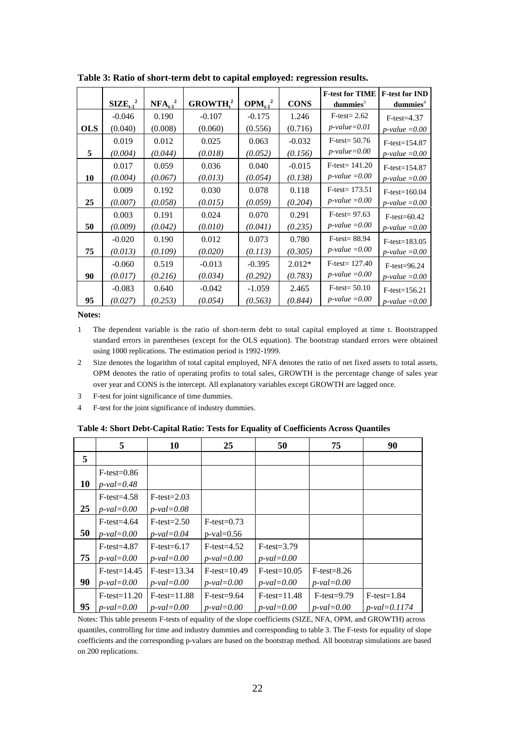**Table 3: Ratio of short-term debt to capital employed: regression results.**

| | $SIZE_{t-1}$ [2] | $NFA_{t-1}$ [2] | $GROWTH_t$ [2] | $OPM_{t-1}$ [2] | CONS | F-test for TIME dummies[3] | F-test for IND dummies[4] |
|---|---|---|---|---|---|---|---|
| **OLS** | -0.046 (0.040) | 0.190 (0.008) | -0.107 (0.060) | -0.175 (0.556) | 1.246 (0.716) | F-test= 2.62 *p-value=0.01* | F-test=4.37 *p-value =0.00* |
| **5** | 0.019 *(0.004)* | 0.012 *(0.044)* | 0.025 *(0.018)* | 0.063 *(0.052)* | -0.032 *(0.156)* | F-test= 50.76 *p-value=0.00* | F-test=154.87 *p-value =0.00* |
| **10** | 0.017 *(0.004)* | 0.059 *(0.067)* | 0.036 *(0.013)* | 0.040 *(0.054)* | -0.015 *(0.138)* | F-test= 141.20 *p-value =0.00* | F-test=154.87 *p-value =0.00* |
| **25** | 0.009 *(0.007)* | 0.192 *(0.058)* | 0.030 *(0.015)* | 0.078 *(0.059)* | 0.118 *(0.204)* | F-test= 173.51 *p-value =0.00* | F-test=160.04 *p-value =0.00* |
| **50** | 0.003 *(0.009)* | 0.191 *(0.042)* | 0.024 *(0.010)* | 0.070 *(0.041)* | 0.291 *(0.235)* | F-test= 97.63 *p-value =0.00* | F-test=60.42 *p-value =0.00* |
| **75** | -0.020 *(0.013)* | 0.190 *(0.109)* | 0.012 *(0.020)* | 0.073 *(0.113)* | 0.780 *(0.305)* | F-test= 88.94 *p-value =0.00* | F-test=183.05 *p-value =0.00* |
| **90** | -0.060 *(0.017)* | 0.519 *(0.216)* | -0.013 *(0.034)* | -0.395 *(0.292)* | 2.012* *(0.783)* | F-test= 127.40 *p-value =0.00* | F-test=96.24 *p-value =0.00* |
| **95** | -0.083 *(0.027)* | 0.640 *(0.253)* | -0.042 *(0.054)* | -1.059 *(0.563)* | 2.465 *(0.844)* | F-test= 50.10 *p-value =0.00* | F-test=156.21 *p-value =0.00* |

**Notes:**

1. The dependent variable is the ratio of short-term debt to total capital employed at time t. Bootstrapped standard errors in parentheses (except for the OLS equation). The bootstrap standard errors were obtained using 1000 replications. The estimation period is 1992-1999.
2. Size denotes the logarithm of total capital employed, NFA denotes the ratio of net fixed assets to total assets, OPM denotes the ratio of operating profits to total sales, GROWTH is the percentage change of sales year over year and CONS is the intercept. All explanatory variables except GROWTH are lagged once.
3. F-test for joint significance of time dummies.
4. F-test for the joint significance of industry dummies.

**Table 4: Short Debt-Capital Ratio: Tests for Equality of Coefficients Across Quantiles**

| | 5 | 10 | 25 | 50 | 75 | 90 |
|---|---|---|---|---|---|---|
| **5** | | | | | | |
| **10** | F-test=0.86 *p-val=0.48* | | | | | |
| **25** | F-test=4.58 *p-val=0.00* | F-test=2.03 *p-val=0.08* | | | | |
| **50** | F-test=4.64 *p-val=0.00* | F-test=2.50 *p-val=0.04* | F-test=0.73 p-val=0.56 | | | |
| **75** | F-test=4.87 *p-val=0.00* | F-test=6.17 *p-val=0.00* | F-test=4.52 *p-val=0.00* | F-test=3.79 *p-val=0.00* | | |
| **90** | F-test=14.45 *p-val=0.00* | F-test=13.34 *p-val=0.00* | F-test=10.49 *p-val=0.00* | F-test=10.05 *p-val=0.00* | F-test=8.26 *p-val=0.00* | |
| **95** | F-test=11.20 *p-val=0.00* | F-test=11.88 *p-val=0.00* | F-test=9.64 *p-val=0.00* | F-test=11.48 *p-val=0.00* | F-test=9.79 *p-val=0.00* | F-test=1.84 *p-val=0.1174* |

Notes: This table presents F-tests of equality of the slope coefficients (SIZE, NFA, OPM, and GROWTH) across quantiles, controlling for time and industry dummies and corresponding to table 3. The F-tests for equality of slope coefficients and the corresponding p-values are based on the bootstrap method. All bootstrap simulations are based on 200 replications.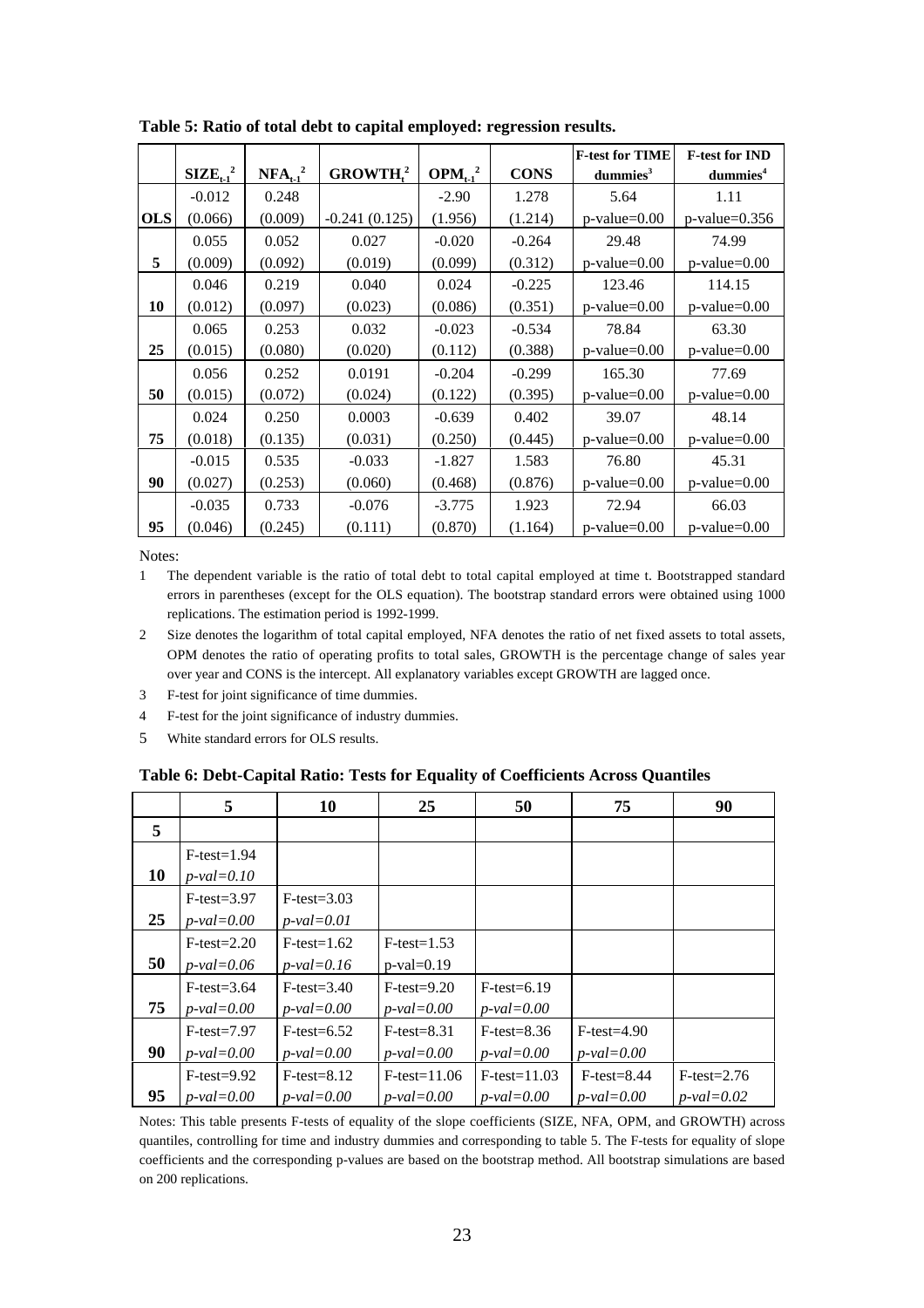**Table 5: Ratio of total debt to capital employed: regression results.**

| | $SIZE_{t-1}^{2}$ | $NFA_{t-1}^{2}$ | $GROWTH_{t}^{2}$ | $OPM_{t-1}^{2}$ | CONS | F-test for TIME dummies[3] | F-test for IND dummies[4] |
|---|---|---|---|---|---|---|---|
| OLS | -0.012 (0.066) | 0.248 (0.009) | -0.241 (0.125) | -2.90 (1.956) | 1.278 (1.214) | 5.64 p-value=0.00 | 1.11 p-value=0.356 |
| 5 | 0.055 (0.009) | 0.052 (0.092) | 0.027 (0.019) | -0.020 (0.099) | -0.264 (0.312) | 29.48 p-value=0.00 | 74.99 p-value=0.00 |
| 10 | 0.046 (0.012) | 0.219 (0.097) | 0.040 (0.023) | 0.024 (0.086) | -0.225 (0.351) | 123.46 p-value=0.00 | 114.15 p-value=0.00 |
| 25 | 0.065 (0.015) | 0.253 (0.080) | 0.032 (0.020) | -0.023 (0.112) | -0.534 (0.388) | 78.84 p-value=0.00 | 63.30 p-value=0.00 |
| 50 | 0.056 (0.015) | 0.252 (0.072) | 0.0191 (0.024) | -0.204 (0.122) | -0.299 (0.395) | 165.30 p-value=0.00 | 77.69 p-value=0.00 |
| 75 | 0.024 (0.018) | 0.250 (0.135) | 0.0003 (0.031) | -0.639 (0.250) | 0.402 (0.445) | 39.07 p-value=0.00 | 48.14 p-value=0.00 |
| 90 | -0.015 (0.027) | 0.535 (0.253) | -0.033 (0.060) | -1.827 (0.468) | 1.583 (0.876) | 76.80 p-value=0.00 | 45.31 p-value=0.00 |
| 95 | -0.035 (0.046) | 0.733 (0.245) | -0.076 (0.111) | -3.775 (0.870) | 1.923 (1.164) | 72.94 p-value=0.00 | 66.03 p-value=0.00 |

Notes:

1. The dependent variable is the ratio of total debt to total capital employed at time t. Bootstrapped standard errors in parentheses (except for the OLS equation). The bootstrap standard errors were obtained using 1000 replications. The estimation period is 1992-1999.
2. Size denotes the logarithm of total capital employed, NFA denotes the ratio of net fixed assets to total assets, OPM denotes the ratio of operating profits to total sales, GROWTH is the percentage change of sales year over year and CONS is the intercept. All explanatory variables except GROWTH are lagged once.
3. F-test for joint significance of time dummies.
4. F-test for the joint significance of industry dummies.
5. White standard errors for OLS results.

**Table 6: Debt-Capital Ratio: Tests for Equality of Coefficients Across Quantiles**

| | 5 | 10 | 25 | 50 | 75 | 90 |
|---|---|---|---|---|---|---|
| 5 | | | | | | |
| 10 | F-test=1.94 *p-val=0.10* | | | | | |
| 25 | F-test=3.97 *p-val=0.00* | F-test=3.03 *p-val=0.01* | | | | |
| 50 | F-test=2.20 *p-val=0.06* | F-test=1.62 *p-val=0.16* | F-test=1.53 p-val=0.19 | | | |
| 75 | F-test=3.64 *p-val=0.00* | F-test=3.40 *p-val=0.00* | F-test=9.20 *p-val=0.00* | F-test=6.19 *p-val=0.00* | | |
| 90 | F-test=7.97 *p-val=0.00* | F-test=6.52 *p-val=0.00* | F-test=8.31 *p-val=0.00* | F-test=8.36 *p-val=0.00* | F-test=4.90 *p-val=0.00* | |
| 95 | F-test=9.92 *p-val=0.00* | F-test=8.12 *p-val=0.00* | F-test=11.06 *p-val=0.00* | F-test=11.03 *p-val=0.00* | F-test=8.44 *p-val=0.00* | F-test=2.76 *p-val=0.02* |

Notes: This table presents F-tests of equality of the slope coefficients (SIZE, NFA, OPM, and GROWTH) across quantiles, controlling for time and industry dummies and corresponding to table 5. The F-tests for equality of slope coefficients and the corresponding p-values are based on the bootstrap method. All bootstrap simulations are based on 200 replications.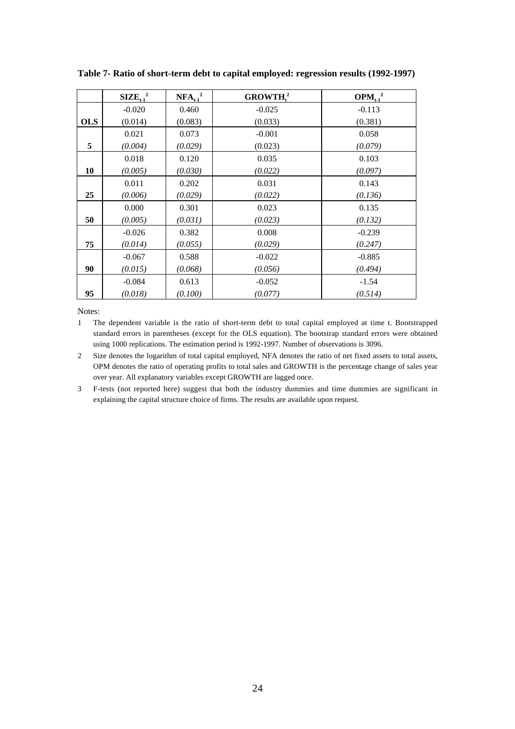**Table 7- Ratio of short-term debt to capital employed: regression results (1992-1997)**

| | $SIZE_{t-1}$[2] | $NFA_{t-1}$[2] | $GROWTH_t$[2] | $OPM_{t-1}$[2] |
|---|---|---|---|---|
| **OLS** | -0.020 | 0.460 | -0.025 | -0.113 |
| | (0.014) | (0.083) | (0.033) | (0.381) |
| **5** | 0.021 | 0.073 | -0.001 | 0.058 |
| | *(0.004)* | *(0.029)* | (0.023) | *(0.079)* |
| **10** | 0.018 | 0.120 | 0.035 | 0.103 |
| | *(0.005)* | *(0.030)* | *(0.022)* | *(0.097)* |
| **25** | 0.011 | 0.202 | 0.031 | 0.143 |
| | *(0.006)* | *(0.029)* | *(0.022)* | *(0.136)* |
| **50** | 0.000 | 0.301 | 0.023 | 0.135 |
| | *(0.005)* | *(0.031)* | *(0.023)* | *(0.132)* |
| **75** | -0.026 | 0.382 | 0.008 | -0.239 |
| | *(0.014)* | *(0.055)* | *(0.029)* | *(0.247)* |
| **90** | -0.067 | 0.588 | -0.022 | -0.885 |
| | *(0.015)* | *(0.068)* | *(0.056)* | *(0.494)* |
| **95** | -0.084 | 0.613 | -0.052 | -1.54 |
| | *(0.018)* | *(0.100)* | *(0.077)* | *(0.514)* |

Notes:

1 The dependent variable is the ratio of short-term debt to total capital employed at time t. Bootstrapped standard errors in parentheses (except for the OLS equation). The bootstrap standard errors were obtained using 1000 replications. The estimation period is 1992-1997. Number of observations is 3096.

2 Size denotes the logarithm of total capital employed, NFA denotes the ratio of net fixed assets to total assets, OPM denotes the ratio of operating profits to total sales and GROWTH is the percentage change of sales year over year. All explanatory variables except GROWTH are lagged once.

3 F-tests (not reported here) suggest that both the industry dummies and time dummies are significant in explaining the capital structure choice of firms. The results are available upon request.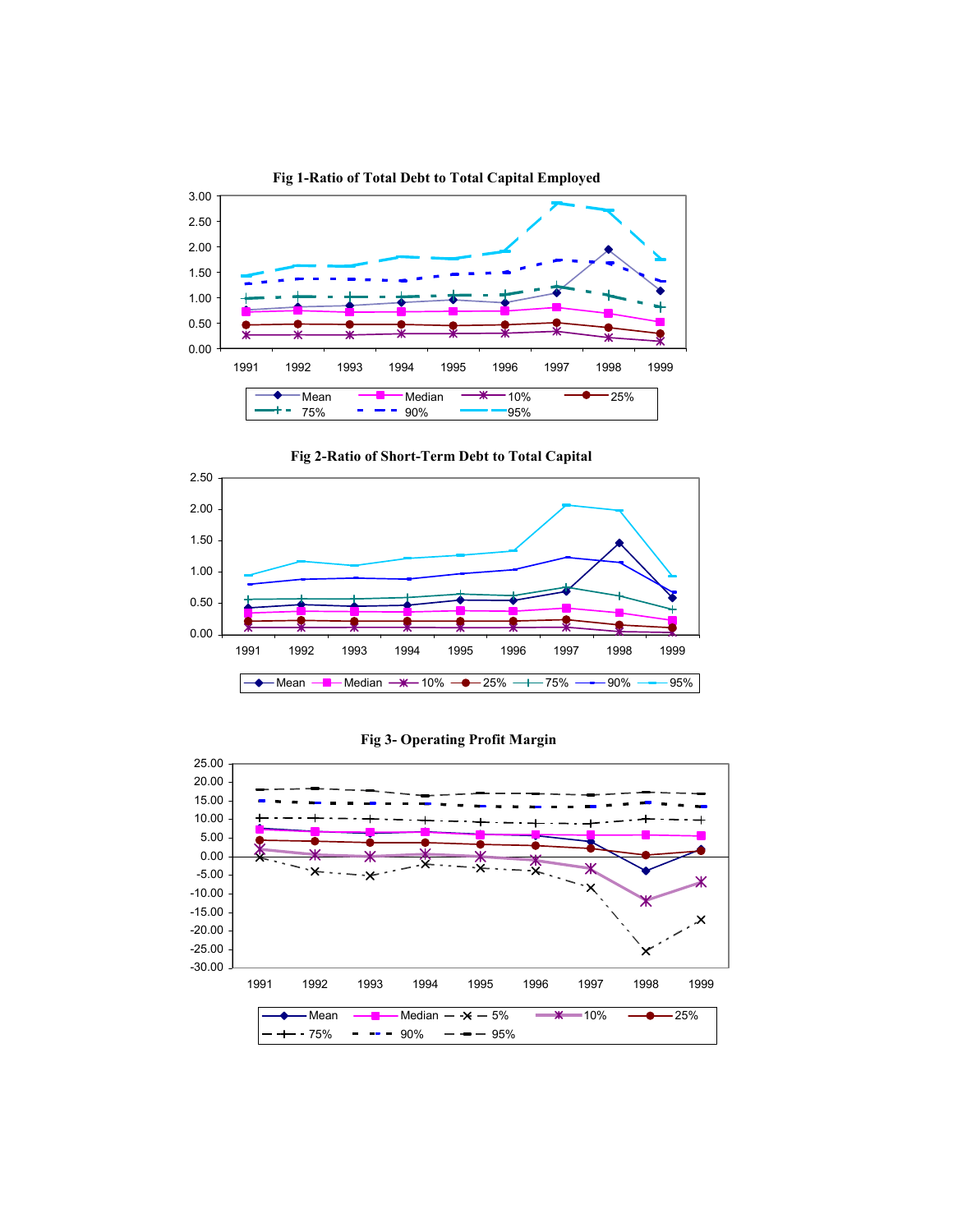**Fig 1-Ratio of Total Debt to Total Capital Employed**

**Fig 2-Ratio of Short-Term Debt to Total Capital**

**Fig 3- Operating Profit Margin**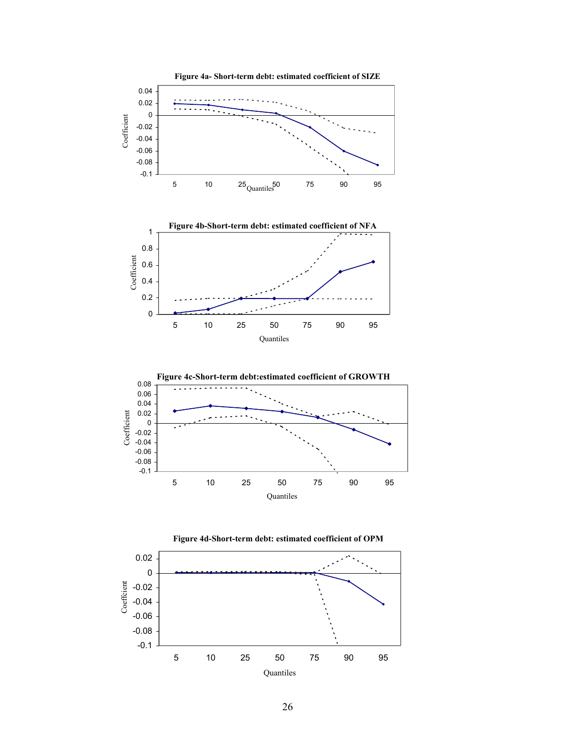**Figure 4a- Short-term debt: estimated coefficient of SIZE**

**Figure 4b-Short-term debt: estimated coefficient of NFA**

**Figure 4c-Short-term debt:estimated coefficient of GROWTH**

**Figure 4d-Short-term debt: estimated coefficient of OPM**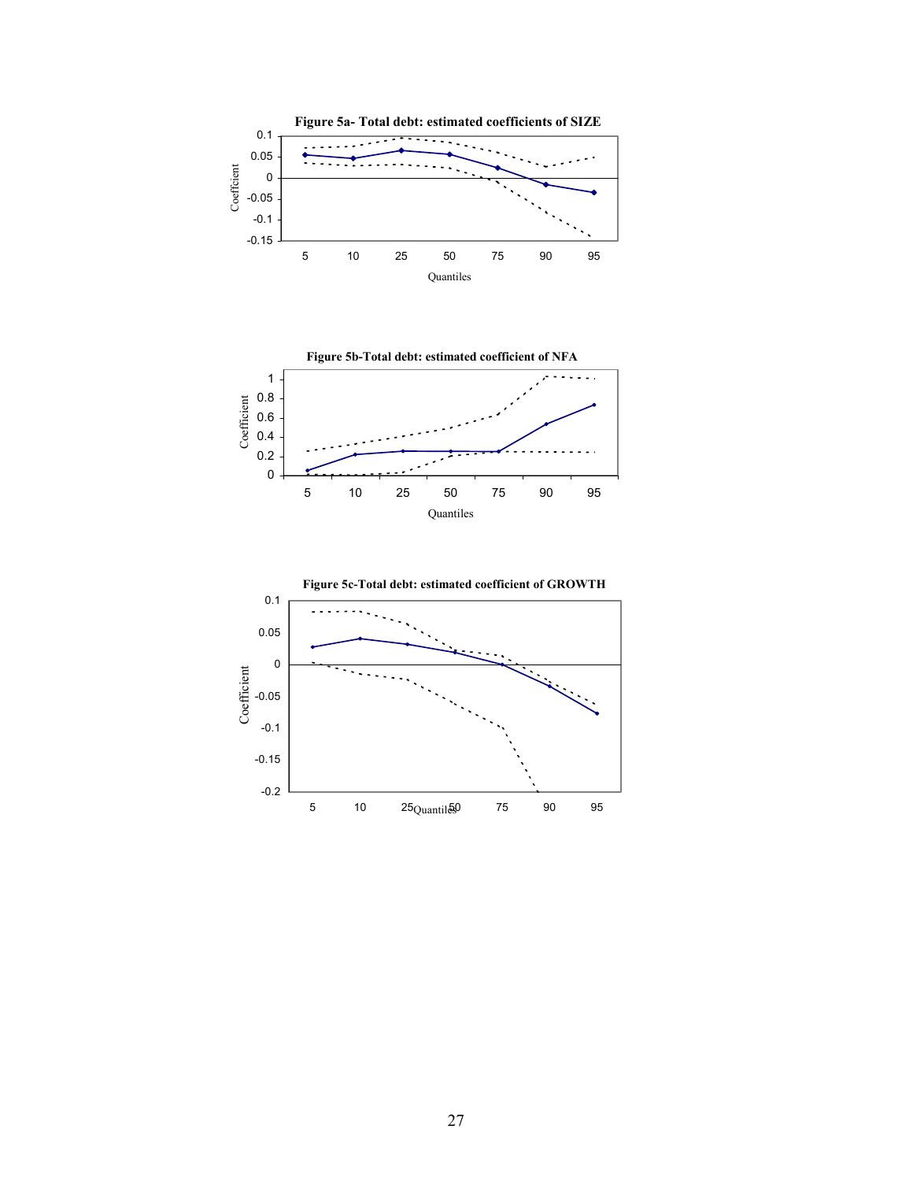**Figure 5a- Total debt: estimated coefficients of SIZE**

**Figure 5b-Total debt: estimated coefficient of NFA**

**Figure 5c-Total debt: estimated coefficient of GROWTH**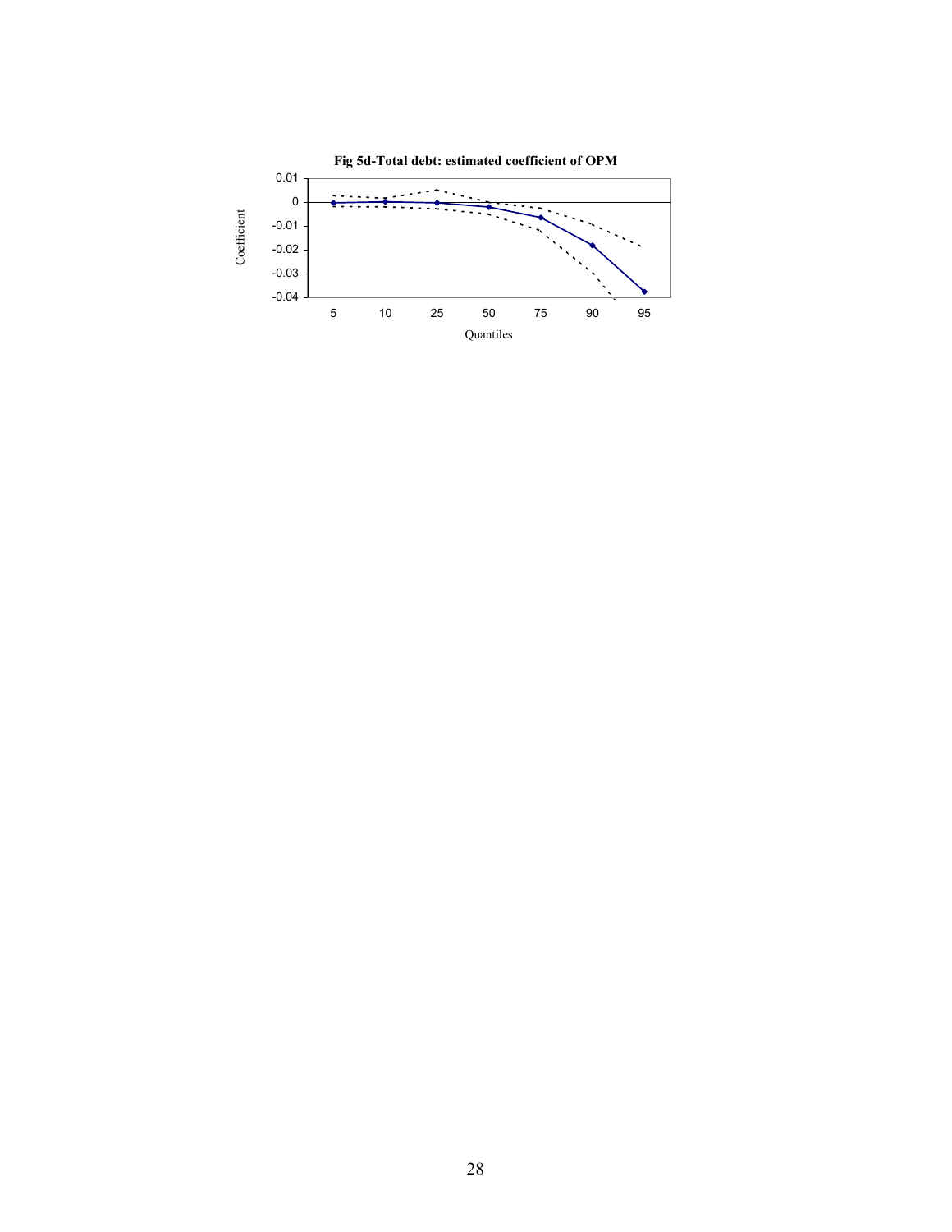**Fig 5d-Total debt: estimated coefficient of OPM**

Coefficient

0.01
0
-0.01
-0.02
-0.03
-0.04

5 10 25 50 75 90 95

Quantiles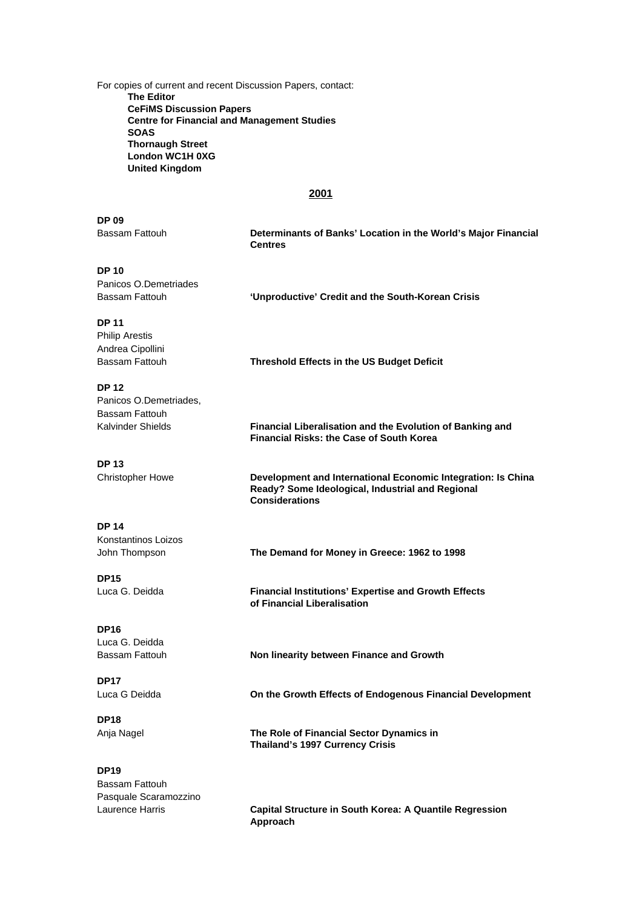For copies of current and recent Discussion Papers, contact:

**The Editor**
**CeFiMS Discussion Papers**
**Centre for Financial and Management Studies**
**SOAS**
**Thornaugh Street**
**London WC1H 0XG**
**United Kingdom**

## 2001

**DP 09**
Bassam Fattouh — **Determinants of Banks' Location in the World's Major Financial Centres**

**DP 10**
Panicos O.Demetriades
Bassam Fattouh — **'Unproductive' Credit and the South-Korean Crisis**

**DP 11**
Philip Arestis
Andrea Cipollini
Bassam Fattouh — **Threshold Effects in the US Budget Deficit**

**DP 12**
Panicos O.Demetriades,
Bassam Fattouh
Kalvinder Shields — **Financial Liberalisation and the Evolution of Banking and Financial Risks: the Case of South Korea**

**DP 13**
Christopher Howe — **Development and International Economic Integration: Is China Ready? Some Ideological, Industrial and Regional Considerations**

**DP 14**
Konstantinos Loizos
John Thompson — **The Demand for Money in Greece: 1962 to 1998**

**DP15**
Luca G. Deidda — **Financial Institutions' Expertise and Growth Effects of Financial Liberalisation**

**DP16**
Luca G. Deidda
Bassam Fattouh — **Non linearity between Finance and Growth**

**DP17**
Luca G Deidda — **On the Growth Effects of Endogenous Financial Development**

**DP18**
Anja Nagel — **The Role of Financial Sector Dynamics in Thailand's 1997 Currency Crisis**

**DP19**
Bassam Fattouh
Pasquale Scaramozzino
Laurence Harris — **Capital Structure in South Korea: A Quantile Regression Approach**